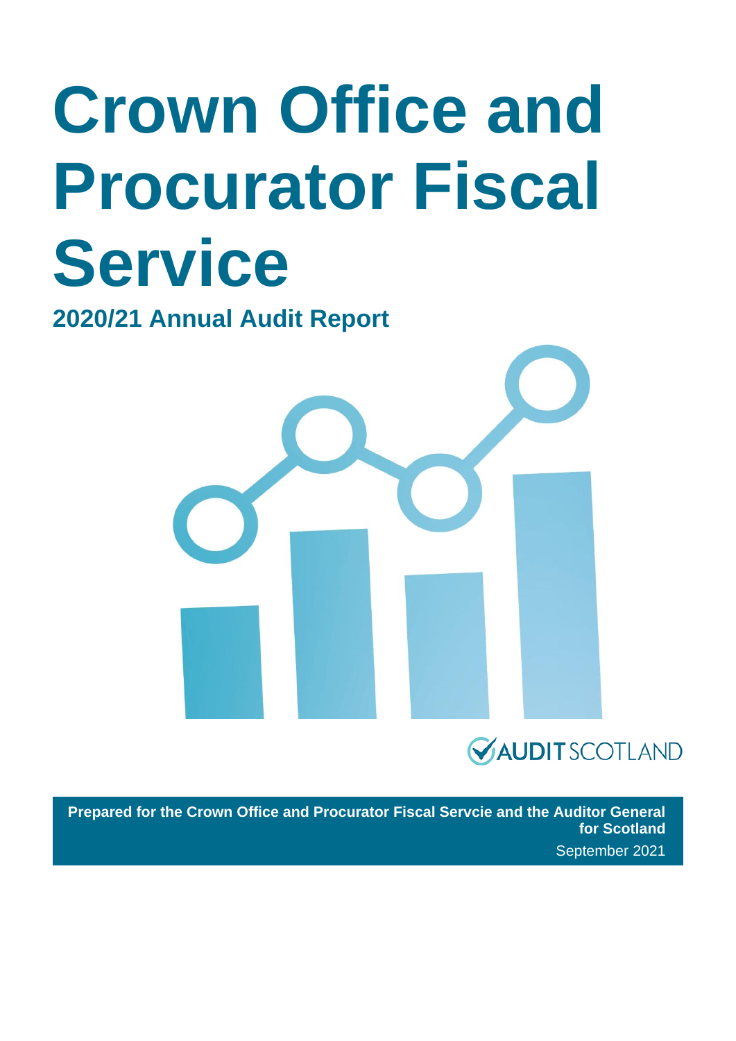# Crown Office and Procurator Fiscal Service

## 2020/21 Annual Audit Report

AUDIT SCOTLAND

**Prepared for the Crown Office and Procurator Fiscal Servcie and the Auditor General for Scotland**

September 2021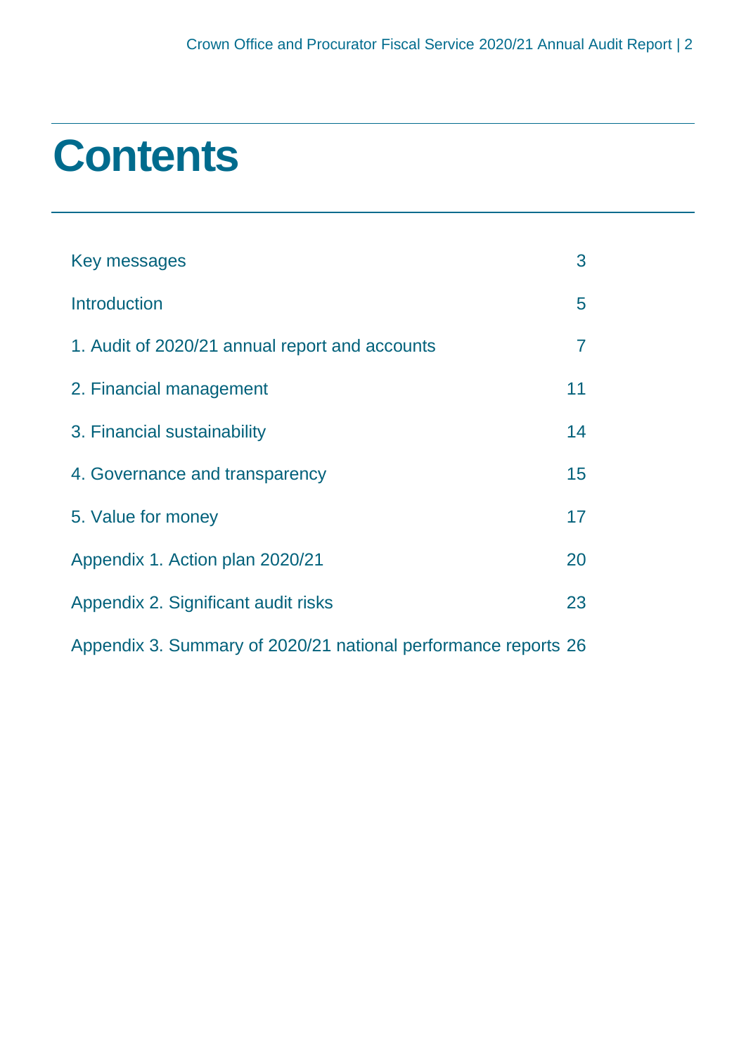# Contents

| | |
|---|---|
| Key messages | 3 |
| Introduction | 5 |
| 1. Audit of 2020/21 annual report and accounts | 7 |
| 2. Financial management | 11 |
| 3. Financial sustainability | 14 |
| 4. Governance and transparency | 15 |
| 5. Value for money | 17 |
| Appendix 1. Action plan 2020/21 | 20 |
| Appendix 2. Significant audit risks | 23 |
| Appendix 3. Summary of 2020/21 national performance reports | 26 |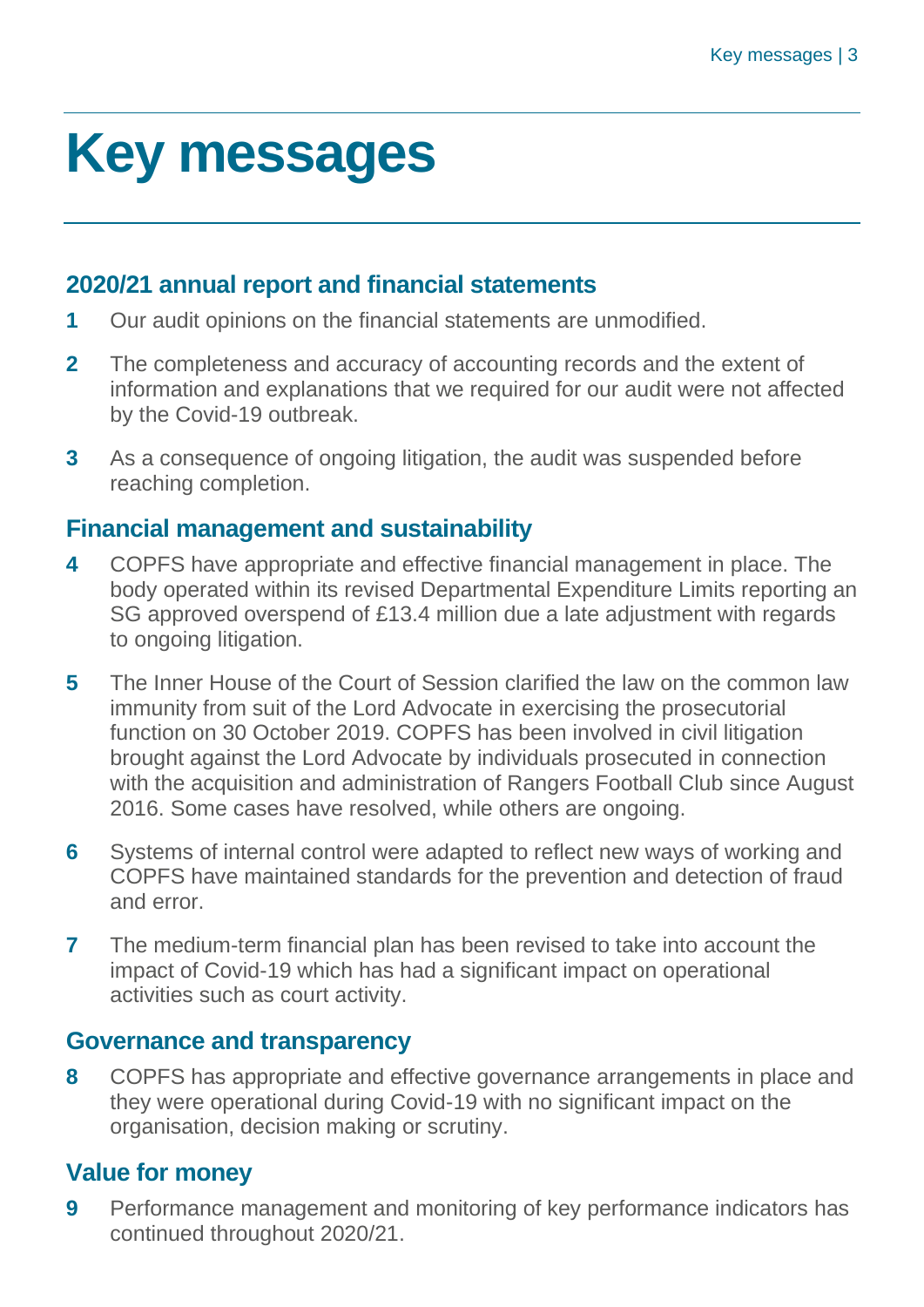# Key messages

## 2020/21 annual report and financial statements

1. Our audit opinions on the financial statements are unmodified.
2. The completeness and accuracy of accounting records and the extent of information and explanations that we required for our audit were not affected by the Covid-19 outbreak.
3. As a consequence of ongoing litigation, the audit was suspended before reaching completion.

## Financial management and sustainability

4. COPFS have appropriate and effective financial management in place. The body operated within its revised Departmental Expenditure Limits reporting an SG approved overspend of £13.4 million due a late adjustment with regards to ongoing litigation.
5. The Inner House of the Court of Session clarified the law on the common law immunity from suit of the Lord Advocate in exercising the prosecutorial function on 30 October 2019. COPFS has been involved in civil litigation brought against the Lord Advocate by individuals prosecuted in connection with the acquisition and administration of Rangers Football Club since August 2016. Some cases have resolved, while others are ongoing.
6. Systems of internal control were adapted to reflect new ways of working and COPFS have maintained standards for the prevention and detection of fraud and error.
7. The medium-term financial plan has been revised to take into account the impact of Covid-19 which has had a significant impact on operational activities such as court activity.

## Governance and transparency

8. COPFS has appropriate and effective governance arrangements in place and they were operational during Covid-19 with no significant impact on the organisation, decision making or scrutiny.

## Value for money

9. Performance management and monitoring of key performance indicators has continued throughout 2020/21.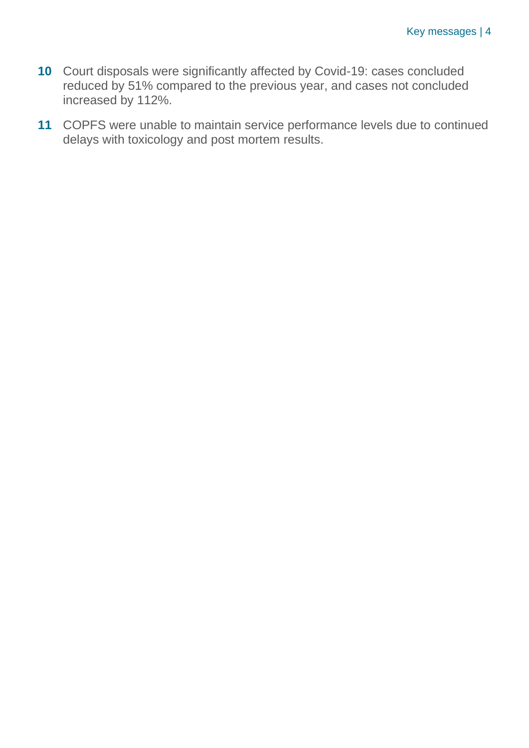**10** Court disposals were significantly affected by Covid-19: cases concluded reduced by 51% compared to the previous year, and cases not concluded increased by 112%.

**11** COPFS were unable to maintain service performance levels due to continued delays with toxicology and post mortem results.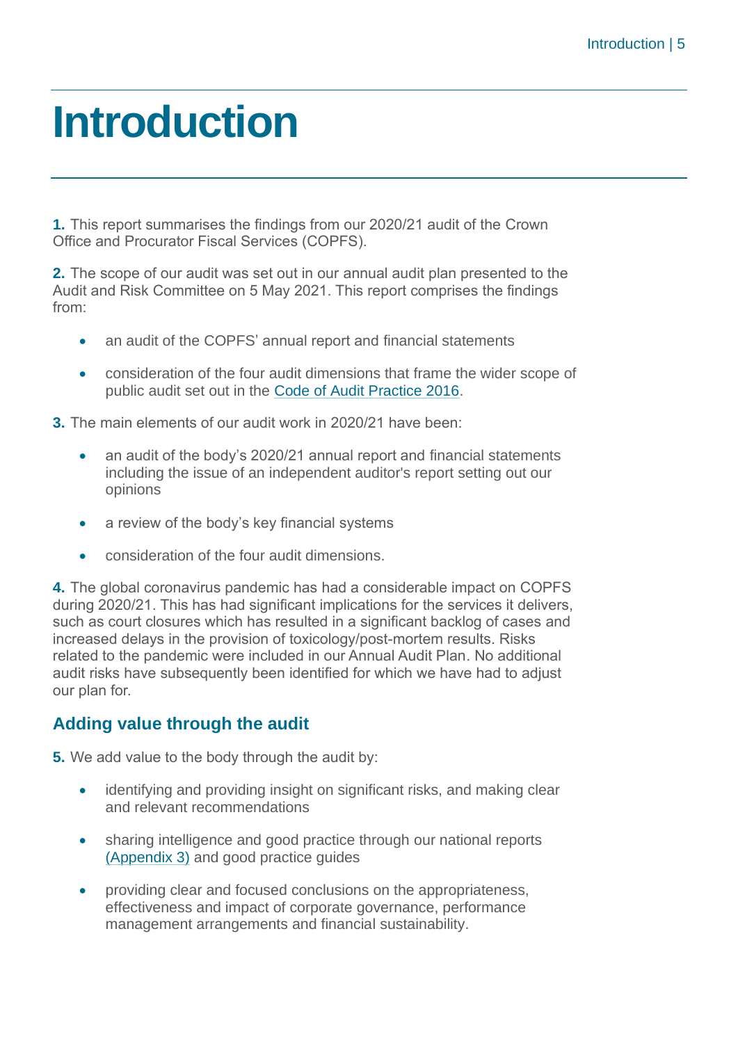# Introduction

**1.** This report summarises the findings from our 2020/21 audit of the Crown Office and Procurator Fiscal Services (COPFS).

**2.** The scope of our audit was set out in our annual audit plan presented to the Audit and Risk Committee on 5 May 2021. This report comprises the findings from:

- an audit of the COPFS' annual report and financial statements
- consideration of the four audit dimensions that frame the wider scope of public audit set out in the Code of Audit Practice 2016.

**3.** The main elements of our audit work in 2020/21 have been:

- an audit of the body's 2020/21 annual report and financial statements including the issue of an independent auditor's report setting out our opinions
- a review of the body's key financial systems
- consideration of the four audit dimensions.

**4.** The global coronavirus pandemic has had a considerable impact on COPFS during 2020/21. This has had significant implications for the services it delivers, such as court closures which has resulted in a significant backlog of cases and increased delays in the provision of toxicology/post-mortem results. Risks related to the pandemic were included in our Annual Audit Plan. No additional audit risks have subsequently been identified for which we have had to adjust our plan for.

## Adding value through the audit

**5.** We add value to the body through the audit by:

- identifying and providing insight on significant risks, and making clear and relevant recommendations
- sharing intelligence and good practice through our national reports (Appendix 3) and good practice guides
- providing clear and focused conclusions on the appropriateness, effectiveness and impact of corporate governance, performance management arrangements and financial sustainability.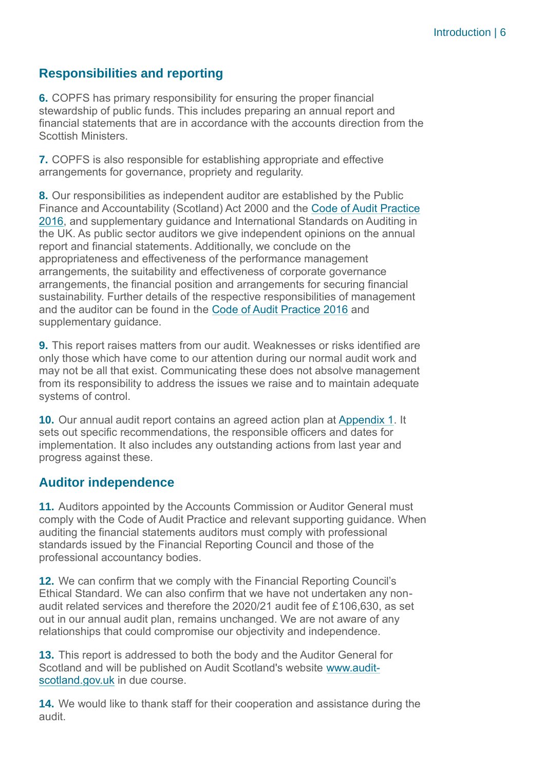## Responsibilities and reporting

**6.** COPFS has primary responsibility for ensuring the proper financial stewardship of public funds. This includes preparing an annual report and financial statements that are in accordance with the accounts direction from the Scottish Ministers.

**7.** COPFS is also responsible for establishing appropriate and effective arrangements for governance, propriety and regularity.

**8.** Our responsibilities as independent auditor are established by the Public Finance and Accountability (Scotland) Act 2000 and the Code of Audit Practice 2016, and supplementary guidance and International Standards on Auditing in the UK. As public sector auditors we give independent opinions on the annual report and financial statements. Additionally, we conclude on the appropriateness and effectiveness of the performance management arrangements, the suitability and effectiveness of corporate governance arrangements, the financial position and arrangements for securing financial sustainability. Further details of the respective responsibilities of management and the auditor can be found in the Code of Audit Practice 2016 and supplementary guidance.

**9.** This report raises matters from our audit. Weaknesses or risks identified are only those which have come to our attention during our normal audit work and may not be all that exist. Communicating these does not absolve management from its responsibility to address the issues we raise and to maintain adequate systems of control.

**10.** Our annual audit report contains an agreed action plan at Appendix 1. It sets out specific recommendations, the responsible officers and dates for implementation. It also includes any outstanding actions from last year and progress against these.

## Auditor independence

**11.** Auditors appointed by the Accounts Commission or Auditor General must comply with the Code of Audit Practice and relevant supporting guidance. When auditing the financial statements auditors must comply with professional standards issued by the Financial Reporting Council and those of the professional accountancy bodies.

**12.** We can confirm that we comply with the Financial Reporting Council's Ethical Standard. We can also confirm that we have not undertaken any non-audit related services and therefore the 2020/21 audit fee of £106,630, as set out in our annual audit plan, remains unchanged. We are not aware of any relationships that could compromise our objectivity and independence.

**13.** This report is addressed to both the body and the Auditor General for Scotland and will be published on Audit Scotland's website www.audit-scotland.gov.uk in due course.

**14.** We would like to thank staff for their cooperation and assistance during the audit.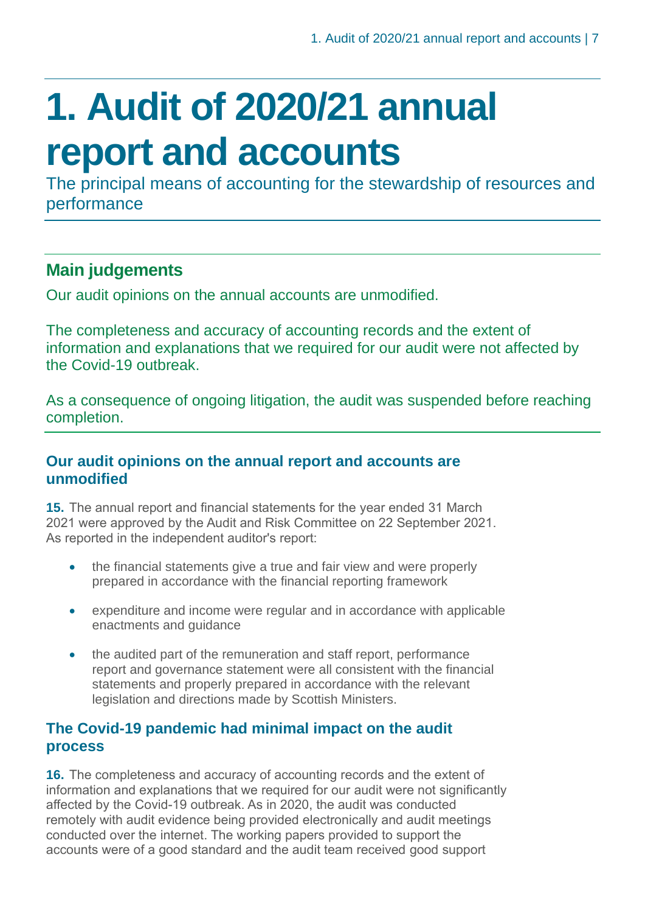# 1. Audit of 2020/21 annual report and accounts

The principal means of accounting for the stewardship of resources and performance

## Main judgements

Our audit opinions on the annual accounts are unmodified.

The completeness and accuracy of accounting records and the extent of information and explanations that we required for our audit were not affected by the Covid-19 outbreak.

As a consequence of ongoing litigation, the audit was suspended before reaching completion.

### Our audit opinions on the annual report and accounts are unmodified

**15.** The annual report and financial statements for the year ended 31 March 2021 were approved by the Audit and Risk Committee on 22 September 2021. As reported in the independent auditor's report:

- the financial statements give a true and fair view and were properly prepared in accordance with the financial reporting framework
- expenditure and income were regular and in accordance with applicable enactments and guidance
- the audited part of the remuneration and staff report, performance report and governance statement were all consistent with the financial statements and properly prepared in accordance with the relevant legislation and directions made by Scottish Ministers.

### The Covid-19 pandemic had minimal impact on the audit process

**16.** The completeness and accuracy of accounting records and the extent of information and explanations that we required for our audit were not significantly affected by the Covid-19 outbreak. As in 2020, the audit was conducted remotely with audit evidence being provided electronically and audit meetings conducted over the internet. The working papers provided to support the accounts were of a good standard and the audit team received good support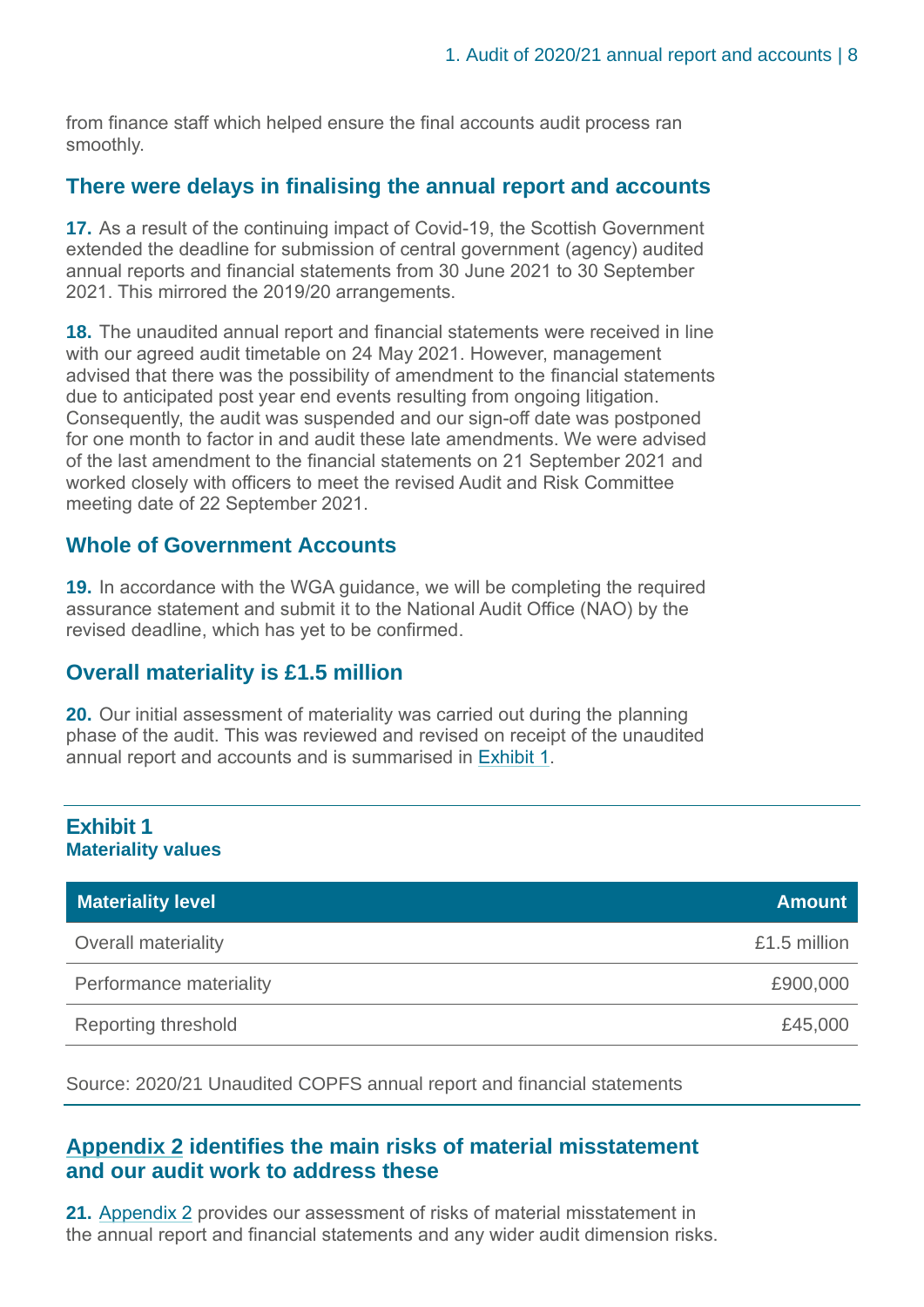from finance staff which helped ensure the final accounts audit process ran smoothly.

## There were delays in finalising the annual report and accounts

**17.** As a result of the continuing impact of Covid-19, the Scottish Government extended the deadline for submission of central government (agency) audited annual reports and financial statements from 30 June 2021 to 30 September 2021. This mirrored the 2019/20 arrangements.

**18.** The unaudited annual report and financial statements were received in line with our agreed audit timetable on 24 May 2021. However, management advised that there was the possibility of amendment to the financial statements due to anticipated post year end events resulting from ongoing litigation. Consequently, the audit was suspended and our sign-off date was postponed for one month to factor in and audit these late amendments. We were advised of the last amendment to the financial statements on 21 September 2021 and worked closely with officers to meet the revised Audit and Risk Committee meeting date of 22 September 2021.

## Whole of Government Accounts

**19.** In accordance with the WGA guidance, we will be completing the required assurance statement and submit it to the National Audit Office (NAO) by the revised deadline, which has yet to be confirmed.

## Overall materiality is £1.5 million

**20.** Our initial assessment of materiality was carried out during the planning phase of the audit. This was reviewed and revised on receipt of the unaudited annual report and accounts and is summarised in Exhibit 1.

**Exhibit 1**
**Materiality values**

| Materiality level | Amount |
|---|---|
| Overall materiality | £1.5 million |
| Performance materiality | £900,000 |
| Reporting threshold | £45,000 |

Source: 2020/21 Unaudited COPFS annual report and financial statements

## Appendix 2 identifies the main risks of material misstatement and our audit work to address these

**21.** Appendix 2 provides our assessment of risks of material misstatement in the annual report and financial statements and any wider audit dimension risks.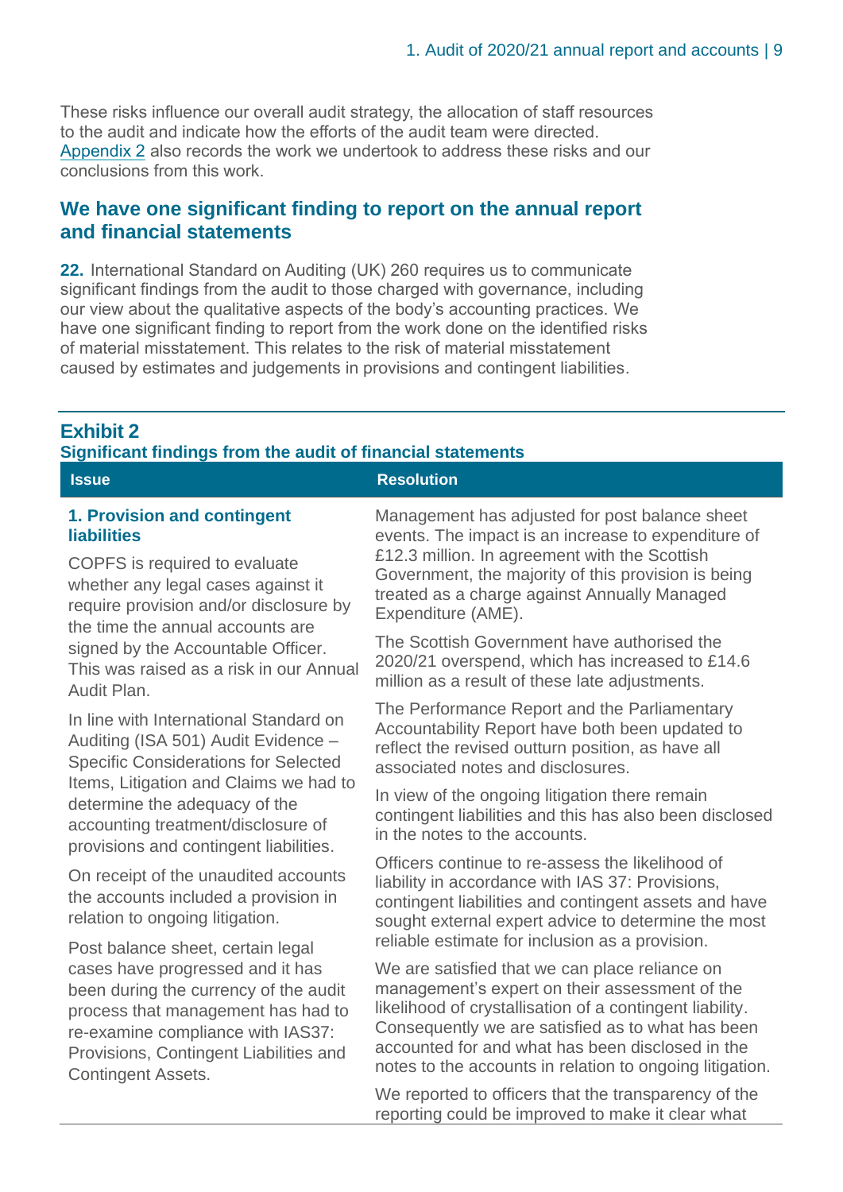These risks influence our overall audit strategy, the allocation of staff resources to the audit and indicate how the efforts of the audit team were directed. Appendix 2 also records the work we undertook to address these risks and our conclusions from this work.

## We have one significant finding to report on the annual report and financial statements

**22.** International Standard on Auditing (UK) 260 requires us to communicate significant findings from the audit to those charged with governance, including our view about the qualitative aspects of the body's accounting practices. We have one significant finding to report from the work done on the identified risks of material misstatement. This relates to the risk of material misstatement caused by estimates and judgements in provisions and contingent liabilities.

**Exhibit 2**
**Significant findings from the audit of financial statements**

| Issue | Resolution |
|---|---|
| **1. Provision and contingent liabilities**<br><br>COPFS is required to evaluate whether any legal cases against it require provision and/or disclosure by the time the annual accounts are signed by the Accountable Officer. This was raised as a risk in our Annual Audit Plan.<br><br>In line with International Standard on Auditing (ISA 501) Audit Evidence – Specific Considerations for Selected Items, Litigation and Claims we had to determine the adequacy of the accounting treatment/disclosure of provisions and contingent liabilities.<br><br>On receipt of the unaudited accounts the accounts included a provision in relation to ongoing litigation.<br><br>Post balance sheet, certain legal cases have progressed and it has been during the currency of the audit process that management has had to re-examine compliance with IAS37: Provisions, Contingent Liabilities and Contingent Assets. | Management has adjusted for post balance sheet events. The impact is an increase to expenditure of £12.3 million. In agreement with the Scottish Government, the majority of this provision is being treated as a charge against Annually Managed Expenditure (AME).<br><br>The Scottish Government have authorised the 2020/21 overspend, which has increased to £14.6 million as a result of these late adjustments.<br><br>The Performance Report and the Parliamentary Accountability Report have both been updated to reflect the revised outturn position, as have all associated notes and disclosures.<br><br>In view of the ongoing litigation there remain contingent liabilities and this has also been disclosed in the notes to the accounts.<br><br>Officers continue to re-assess the likelihood of liability in accordance with IAS 37: Provisions, contingent liabilities and contingent assets and have sought external expert advice to determine the most reliable estimate for inclusion as a provision.<br><br>We are satisfied that we can place reliance on management's expert on their assessment of the likelihood of crystallisation of a contingent liability. Consequently we are satisfied as to what has been accounted for and what has been disclosed in the notes to the accounts in relation to ongoing litigation.<br><br>We reported to officers that the transparency of the reporting could be improved to make it clear what |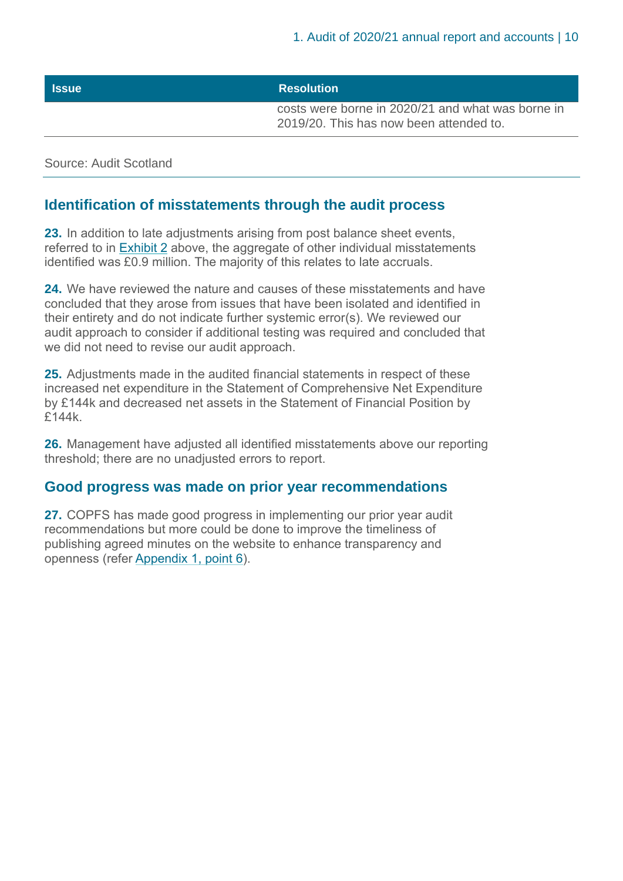| Issue | Resolution |
| --- | --- |
| | costs were borne in 2020/21 and what was borne in 2019/20. This has now been attended to. |

Source: Audit Scotland

## Identification of misstatements through the audit process

**23.** In addition to late adjustments arising from post balance sheet events, referred to in Exhibit 2 above, the aggregate of other individual misstatements identified was £0.9 million. The majority of this relates to late accruals.

**24.** We have reviewed the nature and causes of these misstatements and have concluded that they arose from issues that have been isolated and identified in their entirety and do not indicate further systemic error(s). We reviewed our audit approach to consider if additional testing was required and concluded that we did not need to revise our audit approach.

**25.** Adjustments made in the audited financial statements in respect of these increased net expenditure in the Statement of Comprehensive Net Expenditure by £144k and decreased net assets in the Statement of Financial Position by £144k.

**26.** Management have adjusted all identified misstatements above our reporting threshold; there are no unadjusted errors to report.

## Good progress was made on prior year recommendations

**27.** COPFS has made good progress in implementing our prior year audit recommendations but more could be done to improve the timeliness of publishing agreed minutes on the website to enhance transparency and openness (refer Appendix 1, point 6).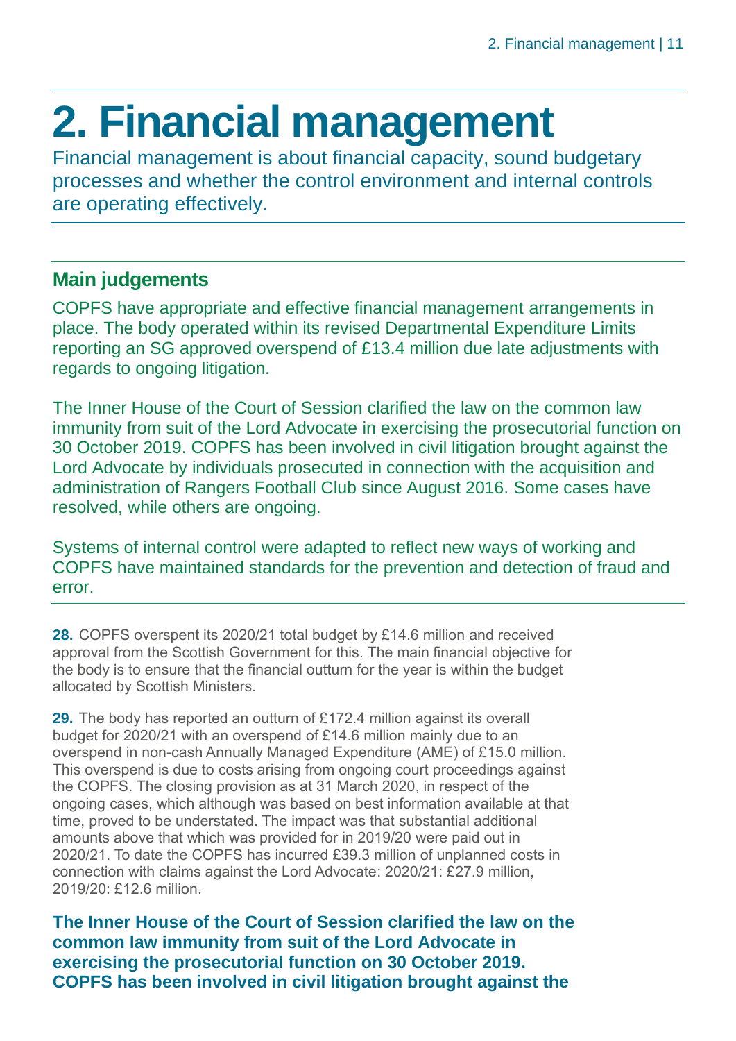# 2. Financial management

Financial management is about financial capacity, sound budgetary processes and whether the control environment and internal controls are operating effectively.

## Main judgements

COPFS have appropriate and effective financial management arrangements in place. The body operated within its revised Departmental Expenditure Limits reporting an SG approved overspend of £13.4 million due late adjustments with regards to ongoing litigation.

The Inner House of the Court of Session clarified the law on the common law immunity from suit of the Lord Advocate in exercising the prosecutorial function on 30 October 2019. COPFS has been involved in civil litigation brought against the Lord Advocate by individuals prosecuted in connection with the acquisition and administration of Rangers Football Club since August 2016. Some cases have resolved, while others are ongoing.

Systems of internal control were adapted to reflect new ways of working and COPFS have maintained standards for the prevention and detection of fraud and error.

**28.** COPFS overspent its 2020/21 total budget by £14.6 million and received approval from the Scottish Government for this. The main financial objective for the body is to ensure that the financial outturn for the year is within the budget allocated by Scottish Ministers.

**29.** The body has reported an outturn of £172.4 million against its overall budget for 2020/21 with an overspend of £14.6 million mainly due to an overspend in non-cash Annually Managed Expenditure (AME) of £15.0 million. This overspend is due to costs arising from ongoing court proceedings against the COPFS. The closing provision as at 31 March 2020, in respect of the ongoing cases, which although was based on best information available at that time, proved to be understated. The impact was that substantial additional amounts above that which was provided for in 2019/20 were paid out in 2020/21. To date the COPFS has incurred £39.3 million of unplanned costs in connection with claims against the Lord Advocate: 2020/21: £27.9 million, 2019/20: £12.6 million.

**The Inner House of the Court of Session clarified the law on the common law immunity from suit of the Lord Advocate in exercising the prosecutorial function on 30 October 2019. COPFS has been involved in civil litigation brought against the**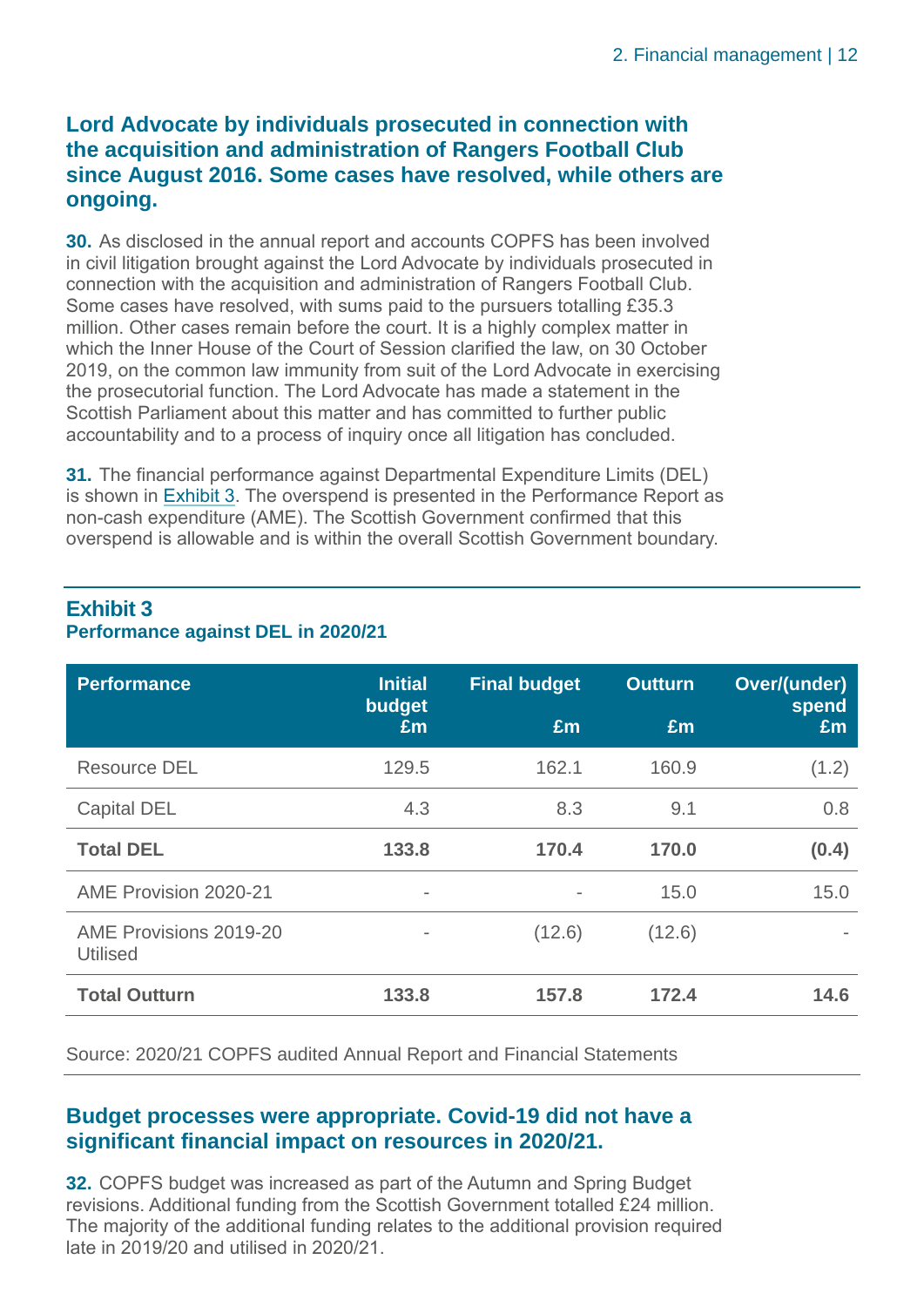### Lord Advocate by individuals prosecuted in connection with the acquisition and administration of Rangers Football Club since August 2016. Some cases have resolved, while others are ongoing.

**30.** As disclosed in the annual report and accounts COPFS has been involved in civil litigation brought against the Lord Advocate by individuals prosecuted in connection with the acquisition and administration of Rangers Football Club. Some cases have resolved, with sums paid to the pursuers totalling £35.3 million. Other cases remain before the court. It is a highly complex matter in which the Inner House of the Court of Session clarified the law, on 30 October 2019, on the common law immunity from suit of the Lord Advocate in exercising the prosecutorial function. The Lord Advocate has made a statement in the Scottish Parliament about this matter and has committed to further public accountability and to a process of inquiry once all litigation has concluded.

**31.** The financial performance against Departmental Expenditure Limits (DEL) is shown in Exhibit 3. The overspend is presented in the Performance Report as non-cash expenditure (AME). The Scottish Government confirmed that this overspend is allowable and is within the overall Scottish Government boundary.

**Exhibit 3**
**Performance against DEL in 2020/21**

| Performance | Initial budget £m | Final budget £m | Outturn £m | Over/(under) spend £m |
|---|---|---|---|---|
| Resource DEL | 129.5 | 162.1 | 160.9 | (1.2) |
| Capital DEL | 4.3 | 8.3 | 9.1 | 0.8 |
| **Total DEL** | **133.8** | **170.4** | **170.0** | **(0.4)** |
| AME Provision 2020-21 | - | - | 15.0 | 15.0 |
| AME Provisions 2019-20 Utilised | - | (12.6) | (12.6) | - |
| **Total Outturn** | **133.8** | **157.8** | **172.4** | **14.6** |

Source: 2020/21 COPFS audited Annual Report and Financial Statements

### Budget processes were appropriate. Covid-19 did not have a significant financial impact on resources in 2020/21.

**32.** COPFS budget was increased as part of the Autumn and Spring Budget revisions. Additional funding from the Scottish Government totalled £24 million. The majority of the additional funding relates to the additional provision required late in 2019/20 and utilised in 2020/21.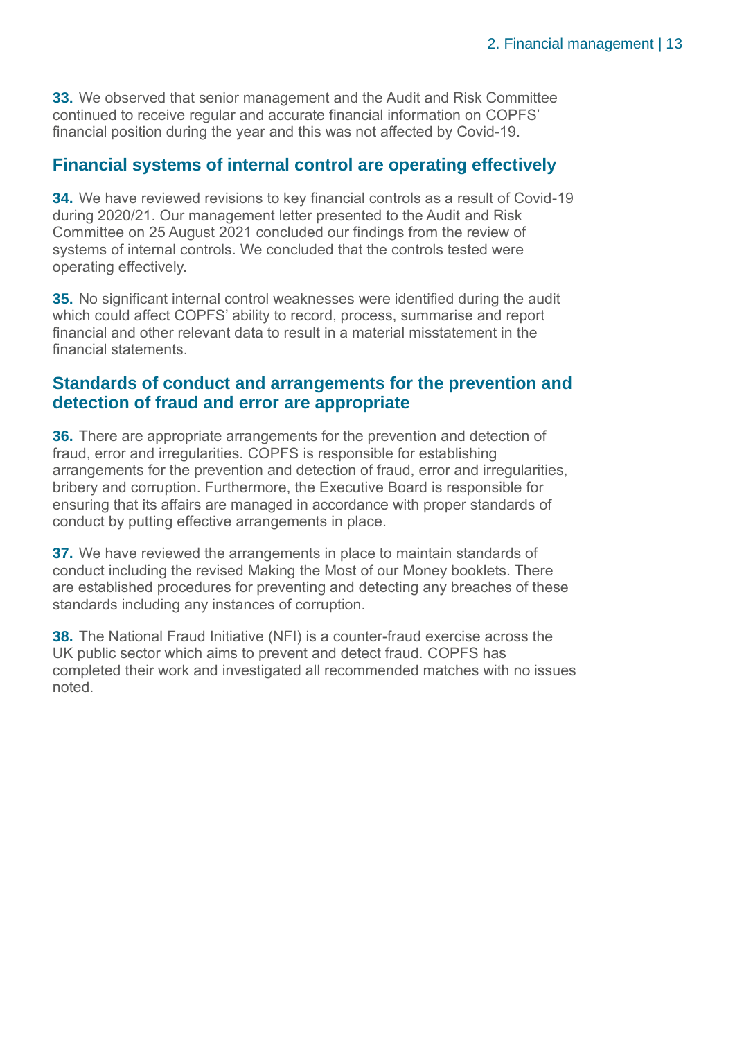**33.** We observed that senior management and the Audit and Risk Committee continued to receive regular and accurate financial information on COPFS' financial position during the year and this was not affected by Covid-19.

## Financial systems of internal control are operating effectively

**34.** We have reviewed revisions to key financial controls as a result of Covid-19 during 2020/21. Our management letter presented to the Audit and Risk Committee on 25 August 2021 concluded our findings from the review of systems of internal controls. We concluded that the controls tested were operating effectively.

**35.** No significant internal control weaknesses were identified during the audit which could affect COPFS' ability to record, process, summarise and report financial and other relevant data to result in a material misstatement in the financial statements.

## Standards of conduct and arrangements for the prevention and detection of fraud and error are appropriate

**36.** There are appropriate arrangements for the prevention and detection of fraud, error and irregularities. COPFS is responsible for establishing arrangements for the prevention and detection of fraud, error and irregularities, bribery and corruption. Furthermore, the Executive Board is responsible for ensuring that its affairs are managed in accordance with proper standards of conduct by putting effective arrangements in place.

**37.** We have reviewed the arrangements in place to maintain standards of conduct including the revised Making the Most of our Money booklets. There are established procedures for preventing and detecting any breaches of these standards including any instances of corruption.

**38.** The National Fraud Initiative (NFI) is a counter-fraud exercise across the UK public sector which aims to prevent and detect fraud. COPFS has completed their work and investigated all recommended matches with no issues noted.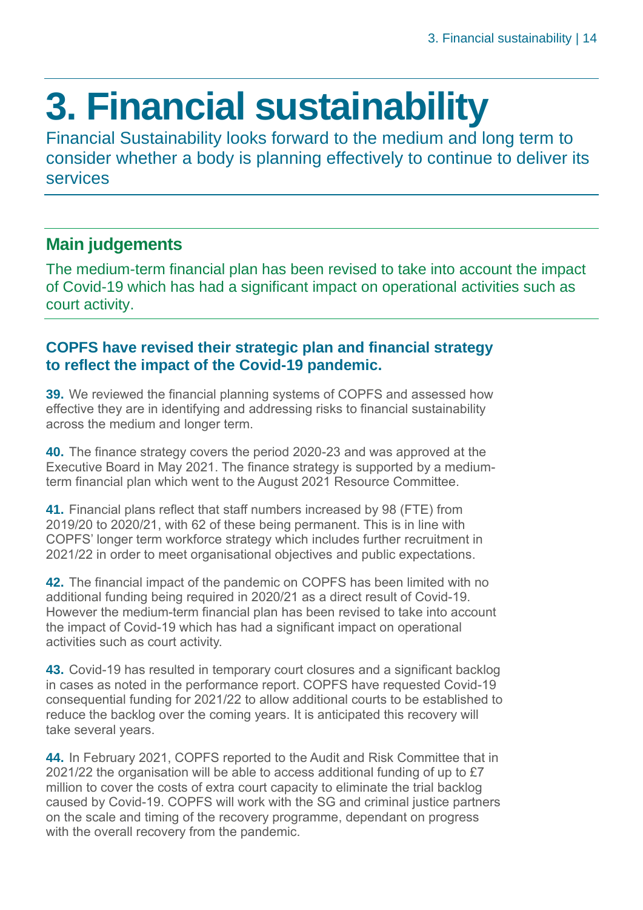# 3. Financial sustainability

Financial Sustainability looks forward to the medium and long term to consider whether a body is planning effectively to continue to deliver its services

## Main judgements

The medium-term financial plan has been revised to take into account the impact of Covid-19 which has had a significant impact on operational activities such as court activity.

### COPFS have revised their strategic plan and financial strategy to reflect the impact of the Covid-19 pandemic.

**39.** We reviewed the financial planning systems of COPFS and assessed how effective they are in identifying and addressing risks to financial sustainability across the medium and longer term.

**40.** The finance strategy covers the period 2020-23 and was approved at the Executive Board in May 2021. The finance strategy is supported by a medium-term financial plan which went to the August 2021 Resource Committee.

**41.** Financial plans reflect that staff numbers increased by 98 (FTE) from 2019/20 to 2020/21, with 62 of these being permanent. This is in line with COPFS' longer term workforce strategy which includes further recruitment in 2021/22 in order to meet organisational objectives and public expectations.

**42.** The financial impact of the pandemic on COPFS has been limited with no additional funding being required in 2020/21 as a direct result of Covid-19. However the medium-term financial plan has been revised to take into account the impact of Covid-19 which has had a significant impact on operational activities such as court activity.

**43.** Covid-19 has resulted in temporary court closures and a significant backlog in cases as noted in the performance report. COPFS have requested Covid-19 consequential funding for 2021/22 to allow additional courts to be established to reduce the backlog over the coming years. It is anticipated this recovery will take several years.

**44.** In February 2021, COPFS reported to the Audit and Risk Committee that in 2021/22 the organisation will be able to access additional funding of up to £7 million to cover the costs of extra court capacity to eliminate the trial backlog caused by Covid-19. COPFS will work with the SG and criminal justice partners on the scale and timing of the recovery programme, dependant on progress with the overall recovery from the pandemic.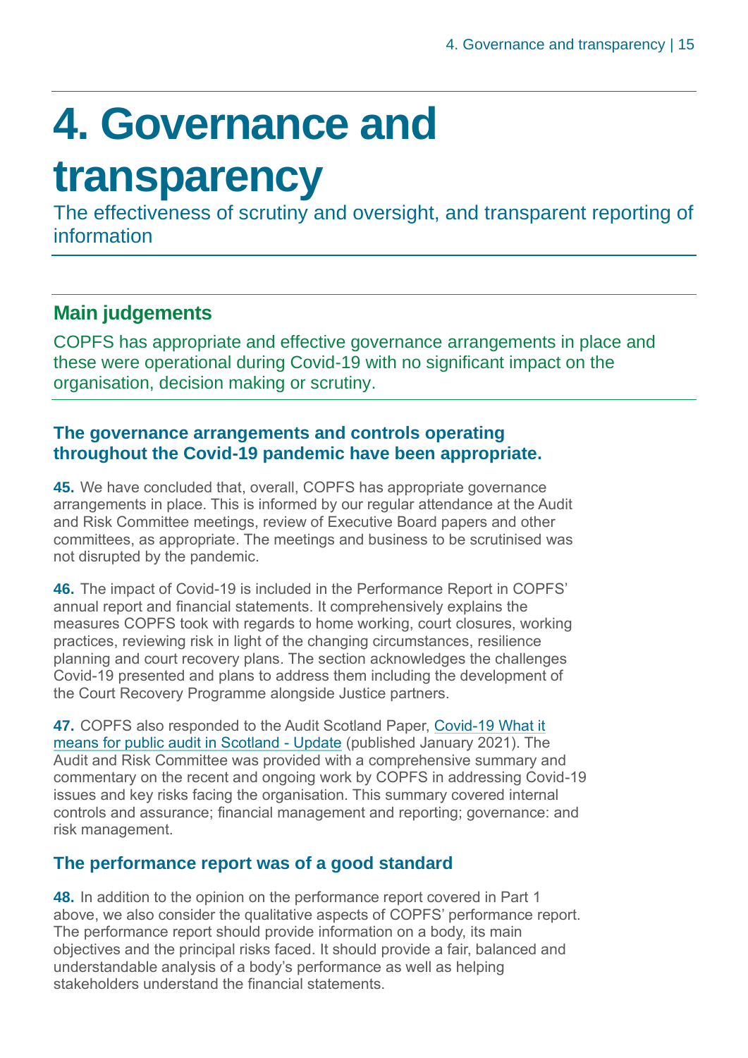# 4. Governance and transparency

The effectiveness of scrutiny and oversight, and transparent reporting of information

## Main judgements

COPFS has appropriate and effective governance arrangements in place and these were operational during Covid-19 with no significant impact on the organisation, decision making or scrutiny.

### The governance arrangements and controls operating throughout the Covid-19 pandemic have been appropriate.

**45.** We have concluded that, overall, COPFS has appropriate governance arrangements in place. This is informed by our regular attendance at the Audit and Risk Committee meetings, review of Executive Board papers and other committees, as appropriate. The meetings and business to be scrutinised was not disrupted by the pandemic.

**46.** The impact of Covid-19 is included in the Performance Report in COPFS' annual report and financial statements. It comprehensively explains the measures COPFS took with regards to home working, court closures, working practices, reviewing risk in light of the changing circumstances, resilience planning and court recovery plans. The section acknowledges the challenges Covid-19 presented and plans to address them including the development of the Court Recovery Programme alongside Justice partners.

**47.** COPFS also responded to the Audit Scotland Paper, Covid-19 What it means for public audit in Scotland - Update (published January 2021). The Audit and Risk Committee was provided with a comprehensive summary and commentary on the recent and ongoing work by COPFS in addressing Covid-19 issues and key risks facing the organisation. This summary covered internal controls and assurance; financial management and reporting; governance: and risk management.

### The performance report was of a good standard

**48.** In addition to the opinion on the performance report covered in Part 1 above, we also consider the qualitative aspects of COPFS' performance report. The performance report should provide information on a body, its main objectives and the principal risks faced. It should provide a fair, balanced and understandable analysis of a body's performance as well as helping stakeholders understand the financial statements.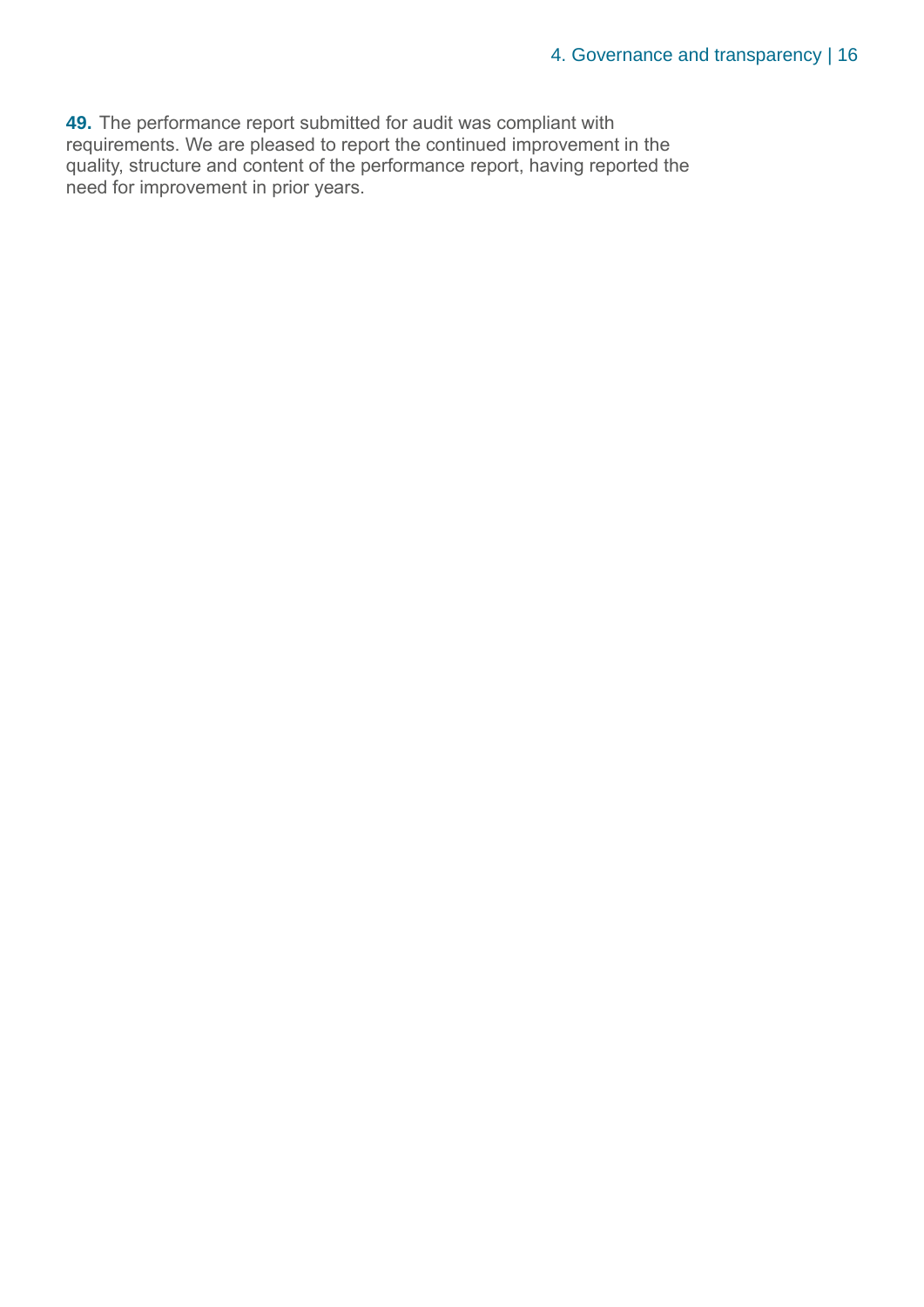**49.** The performance report submitted for audit was compliant with requirements. We are pleased to report the continued improvement in the quality, structure and content of the performance report, having reported the need for improvement in prior years.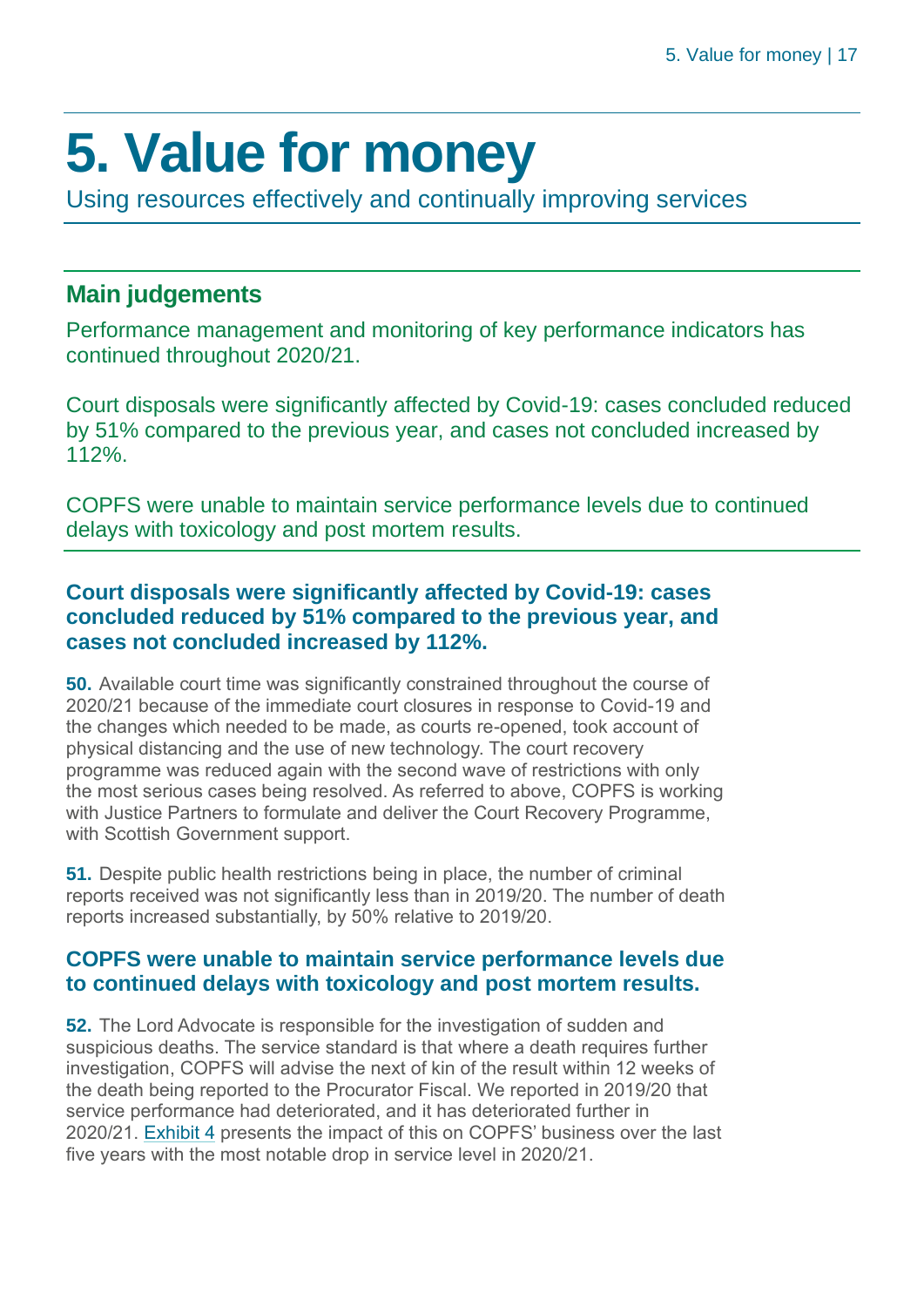# 5. Value for money

Using resources effectively and continually improving services

## Main judgements

Performance management and monitoring of key performance indicators has continued throughout 2020/21.

Court disposals were significantly affected by Covid-19: cases concluded reduced by 51% compared to the previous year, and cases not concluded increased by 112%.

COPFS were unable to maintain service performance levels due to continued delays with toxicology and post mortem results.

### Court disposals were significantly affected by Covid-19: cases concluded reduced by 51% compared to the previous year, and cases not concluded increased by 112%.

**50.** Available court time was significantly constrained throughout the course of 2020/21 because of the immediate court closures in response to Covid-19 and the changes which needed to be made, as courts re-opened, took account of physical distancing and the use of new technology. The court recovery programme was reduced again with the second wave of restrictions with only the most serious cases being resolved. As referred to above, COPFS is working with Justice Partners to formulate and deliver the Court Recovery Programme, with Scottish Government support.

**51.** Despite public health restrictions being in place, the number of criminal reports received was not significantly less than in 2019/20. The number of death reports increased substantially, by 50% relative to 2019/20.

### COPFS were unable to maintain service performance levels due to continued delays with toxicology and post mortem results.

**52.** The Lord Advocate is responsible for the investigation of sudden and suspicious deaths. The service standard is that where a death requires further investigation, COPFS will advise the next of kin of the result within 12 weeks of the death being reported to the Procurator Fiscal. We reported in 2019/20 that service performance had deteriorated, and it has deteriorated further in 2020/21. Exhibit 4 presents the impact of this on COPFS' business over the last five years with the most notable drop in service level in 2020/21.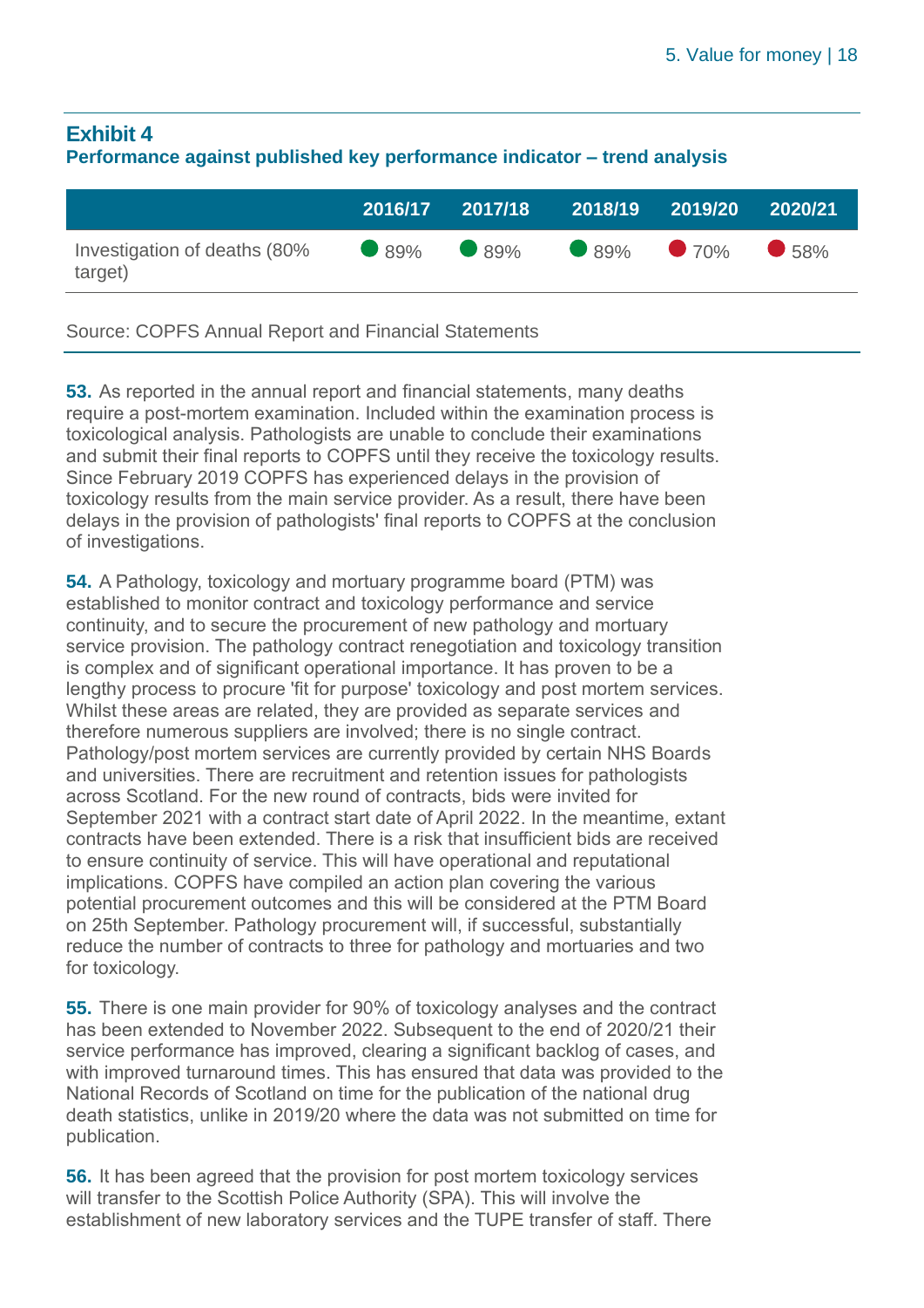### Exhibit 4

**Performance against published key performance indicator – trend analysis**

| | 2016/17 | 2017/18 | 2018/19 | 2019/20 | 2020/21 |
|---|---|---|---|---|---|
| Investigation of deaths (80% target) | 89% | 89% | 89% | 70% | 58% |

Source: COPFS Annual Report and Financial Statements

**53.** As reported in the annual report and financial statements, many deaths require a post-mortem examination. Included within the examination process is toxicological analysis. Pathologists are unable to conclude their examinations and submit their final reports to COPFS until they receive the toxicology results. Since February 2019 COPFS has experienced delays in the provision of toxicology results from the main service provider. As a result, there have been delays in the provision of pathologists' final reports to COPFS at the conclusion of investigations.

**54.** A Pathology, toxicology and mortuary programme board (PTM) was established to monitor contract and toxicology performance and service continuity, and to secure the procurement of new pathology and mortuary service provision. The pathology contract renegotiation and toxicology transition is complex and of significant operational importance. It has proven to be a lengthy process to procure 'fit for purpose' toxicology and post mortem services. Whilst these areas are related, they are provided as separate services and therefore numerous suppliers are involved; there is no single contract. Pathology/post mortem services are currently provided by certain NHS Boards and universities. There are recruitment and retention issues for pathologists across Scotland. For the new round of contracts, bids were invited for September 2021 with a contract start date of April 2022. In the meantime, extant contracts have been extended. There is a risk that insufficient bids are received to ensure continuity of service. This will have operational and reputational implications. COPFS have compiled an action plan covering the various potential procurement outcomes and this will be considered at the PTM Board on 25th September. Pathology procurement will, if successful, substantially reduce the number of contracts to three for pathology and mortuaries and two for toxicology.

**55.** There is one main provider for 90% of toxicology analyses and the contract has been extended to November 2022. Subsequent to the end of 2020/21 their service performance has improved, clearing a significant backlog of cases, and with improved turnaround times. This has ensured that data was provided to the National Records of Scotland on time for the publication of the national drug death statistics, unlike in 2019/20 where the data was not submitted on time for publication.

**56.** It has been agreed that the provision for post mortem toxicology services will transfer to the Scottish Police Authority (SPA). This will involve the establishment of new laboratory services and the TUPE transfer of staff. There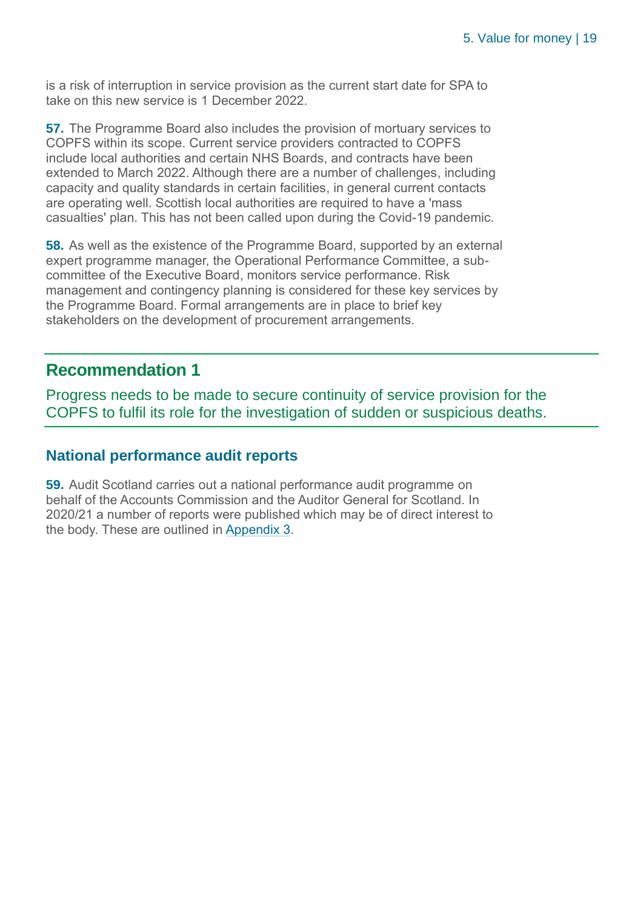is a risk of interruption in service provision as the current start date for SPA to take on this new service is 1 December 2022.

**57.** The Programme Board also includes the provision of mortuary services to COPFS within its scope. Current service providers contracted to COPFS include local authorities and certain NHS Boards, and contracts have been extended to March 2022. Although there are a number of challenges, including capacity and quality standards in certain facilities, in general current contacts are operating well. Scottish local authorities are required to have a 'mass casualties' plan. This has not been called upon during the Covid-19 pandemic.

**58.** As well as the existence of the Programme Board, supported by an external expert programme manager, the Operational Performance Committee, a sub-committee of the Executive Board, monitors service performance. Risk management and contingency planning is considered for these key services by the Programme Board. Formal arrangements are in place to brief key stakeholders on the development of procurement arrangements.

## Recommendation 1

Progress needs to be made to secure continuity of service provision for the COPFS to fulfil its role for the investigation of sudden or suspicious deaths.

### National performance audit reports

**59.** Audit Scotland carries out a national performance audit programme on behalf of the Accounts Commission and the Auditor General for Scotland. In 2020/21 a number of reports were published which may be of direct interest to the body. These are outlined in Appendix 3.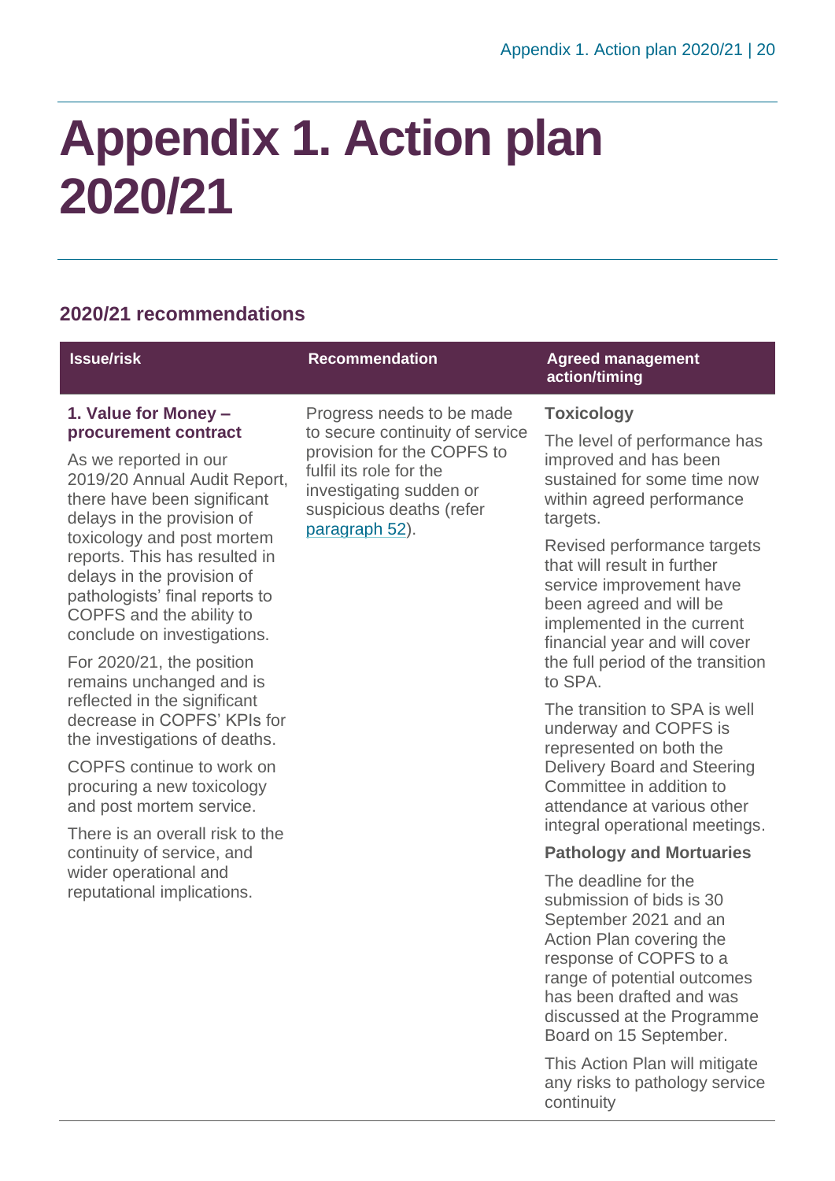# Appendix 1. Action plan 2020/21

## 2020/21 recommendations

| Issue/risk | Recommendation | Agreed management action/timing |
|---|---|---|
| **1. Value for Money – procurement contract**<br><br>As we reported in our 2019/20 Annual Audit Report, there have been significant delays in the provision of toxicology and post mortem reports. This has resulted in delays in the provision of pathologists' final reports to COPFS and the ability to conclude on investigations.<br><br>For 2020/21, the position remains unchanged and is reflected in the significant decrease in COPFS' KPIs for the investigations of deaths.<br><br>COPFS continue to work on procuring a new toxicology and post mortem service.<br><br>There is an overall risk to the continuity of service, and wider operational and reputational implications. | Progress needs to be made to secure continuity of service provision for the COPFS to fulfil its role for the investigating sudden or suspicious deaths (refer paragraph 52). | **Toxicology**<br><br>The level of performance has improved and has been sustained for some time now within agreed performance targets.<br><br>Revised performance targets that will result in further service improvement have been agreed and will be implemented in the current financial year and will cover the full period of the transition to SPA.<br><br>The transition to SPA is well underway and COPFS is represented on both the Delivery Board and Steering Committee in addition to attendance at various other integral operational meetings.<br><br>**Pathology and Mortuaries**<br><br>The deadline for the submission of bids is 30 September 2021 and an Action Plan covering the response of COPFS to a range of potential outcomes has been drafted and was discussed at the Programme Board on 15 September.<br><br>This Action Plan will mitigate any risks to pathology service continuity |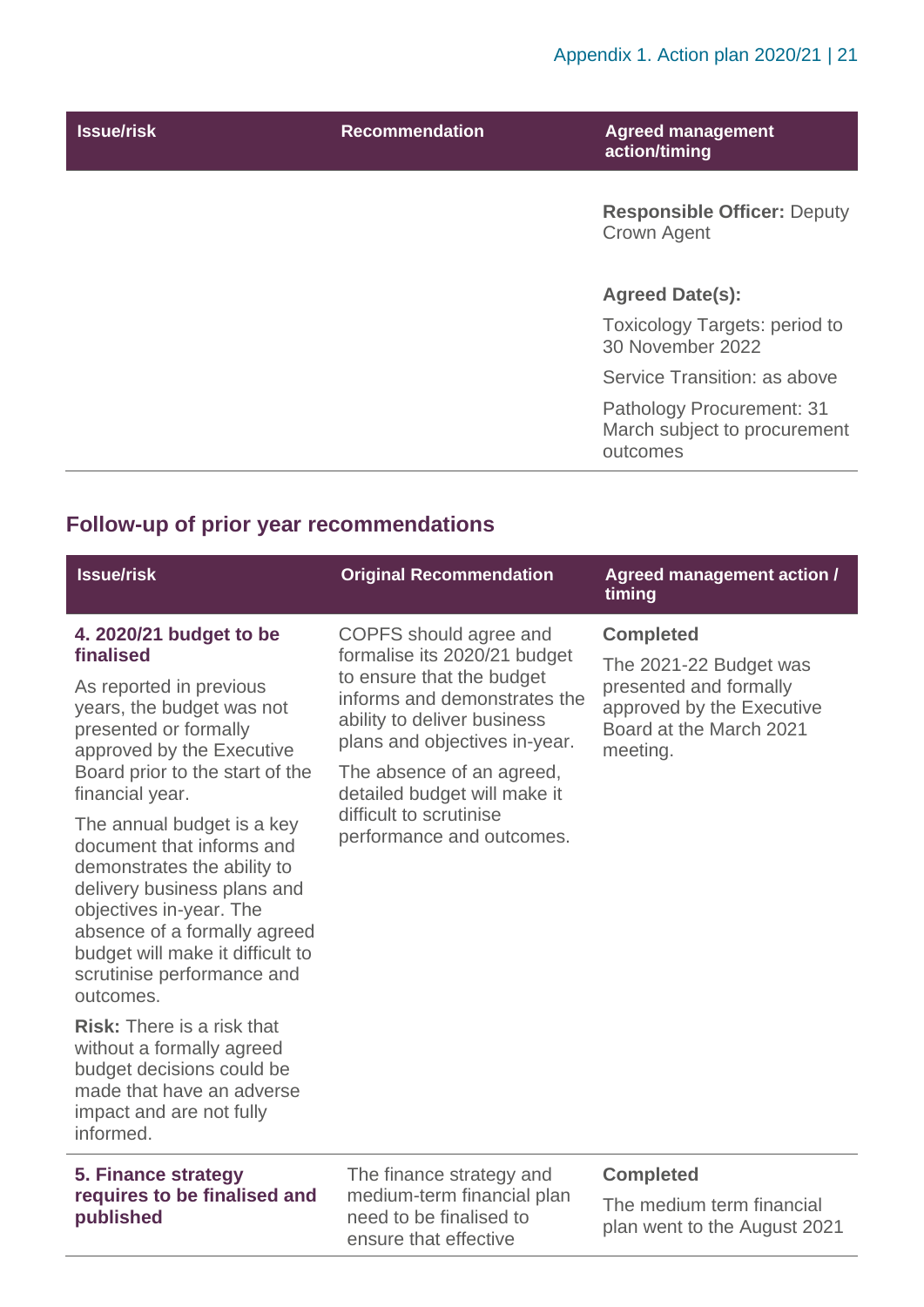| Issue/risk | Recommendation | Agreed management action/timing |
| --- | --- | --- |
| | | **Responsible Officer:** Deputy Crown Agent<br><br>**Agreed Date(s):**<br><br>Toxicology Targets: period to 30 November 2022<br><br>Service Transition: as above<br><br>Pathology Procurement: 31 March subject to procurement outcomes |

## Follow-up of prior year recommendations

| Issue/risk | Original Recommendation | Agreed management action / timing |
| --- | --- | --- |
| **4. 2020/21 budget to be finalised**<br><br>As reported in previous years, the budget was not presented or formally approved by the Executive Board prior to the start of the financial year.<br><br>The annual budget is a key document that informs and demonstrates the ability to delivery business plans and objectives in-year. The absence of a formally agreed budget will make it difficult to scrutinise performance and outcomes.<br><br>**Risk:** There is a risk that without a formally agreed budget decisions could be made that have an adverse impact and are not fully informed. | COPFS should agree and formalise its 2020/21 budget to ensure that the budget informs and demonstrates the ability to deliver business plans and objectives in-year.<br><br>The absence of an agreed, detailed budget will make it difficult to scrutinise performance and outcomes. | **Completed**<br><br>The 2021-22 Budget was presented and formally approved by the Executive Board at the March 2021 meeting. |
| **5. Finance strategy requires to be finalised and published** | The finance strategy and medium-term financial plan need to be finalised to ensure that effective | **Completed**<br><br>The medium term financial plan went to the August 2021 |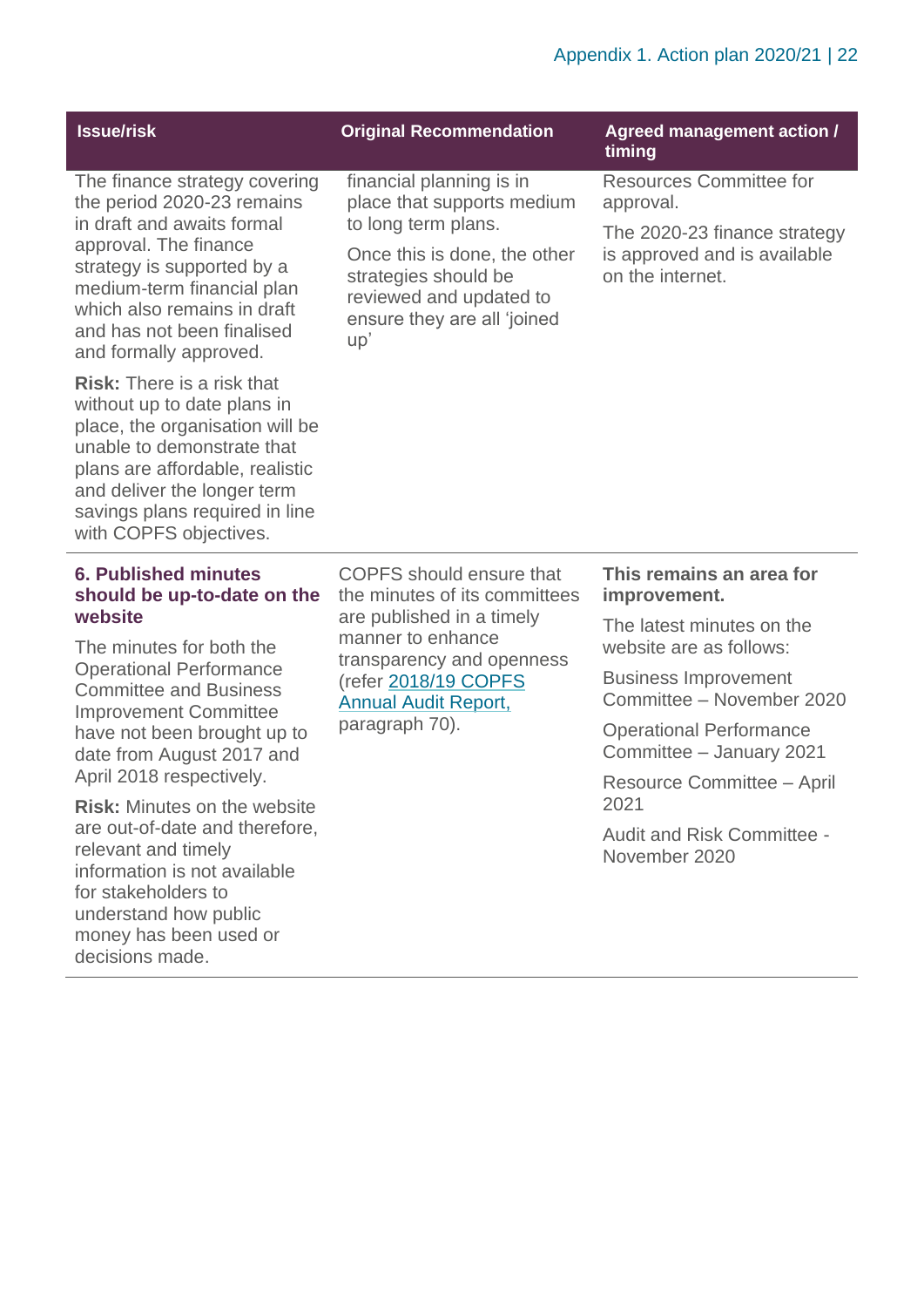| Issue/risk | Original Recommendation | Agreed management action / timing |
| --- | --- | --- |
| The finance strategy covering the period 2020-23 remains in draft and awaits formal approval. The finance strategy is supported by a medium-term financial plan which also remains in draft and has not been finalised and formally approved.<br><br>**Risk:** There is a risk that without up to date plans in place, the organisation will be unable to demonstrate that plans are affordable, realistic and deliver the longer term savings plans required in line with COPFS objectives. | financial planning is in place that supports medium to long term plans.<br><br>Once this is done, the other strategies should be reviewed and updated to ensure they are all 'joined up' | Resources Committee for approval.<br><br>The 2020-23 finance strategy is approved and is available on the internet. |
| **6. Published minutes should be up-to-date on the website**<br><br>The minutes for both the Operational Performance Committee and Business Improvement Committee have not been brought up to date from August 2017 and April 2018 respectively.<br><br>**Risk:** Minutes on the website are out-of-date and therefore, relevant and timely information is not available for stakeholders to understand how public money has been used or decisions made. | COPFS should ensure that the minutes of its committees are published in a timely manner to enhance transparency and openness (refer [2018/19 COPFS Annual Audit Report,](https://www.audit-scotland.gov.uk/) paragraph 70). | **This remains an area for improvement.**<br><br>The latest minutes on the website are as follows:<br><br>Business Improvement Committee – November 2020<br><br>Operational Performance Committee – January 2021<br><br>Resource Committee – April 2021<br><br>Audit and Risk Committee - November 2020 |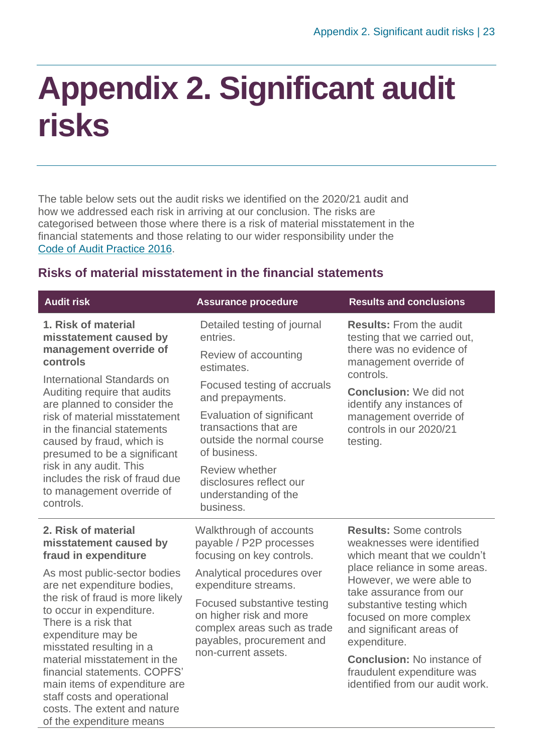# Appendix 2. Significant audit risks

The table below sets out the audit risks we identified on the 2020/21 audit and how we addressed each risk in arriving at our conclusion. The risks are categorised between those where there is a risk of material misstatement in the financial statements and those relating to our wider responsibility under the Code of Audit Practice 2016.

## Risks of material misstatement in the financial statements

| Audit risk | Assurance procedure | Results and conclusions |
|---|---|---|
| **1. Risk of material misstatement caused by management override of controls**<br><br>International Standards on Auditing require that audits are planned to consider the risk of material misstatement in the financial statements caused by fraud, which is presumed to be a significant risk in any audit. This includes the risk of fraud due to management override of controls. | Detailed testing of journal entries.<br><br>Review of accounting estimates.<br><br>Focused testing of accruals and prepayments.<br><br>Evaluation of significant transactions that are outside the normal course of business.<br><br>Review whether disclosures reflect our understanding of the business. | **Results:** From the audit testing that we carried out, there was no evidence of management override of controls.<br><br>**Conclusion:** We did not identify any instances of management override of controls in our 2020/21 testing. |
| **2. Risk of material misstatement caused by fraud in expenditure**<br><br>As most public-sector bodies are net expenditure bodies, the risk of fraud is more likely to occur in expenditure. There is a risk that expenditure may be misstated resulting in a material misstatement in the financial statements. COPFS' main items of expenditure are staff costs and operational costs. The extent and nature of the expenditure means | Walkthrough of accounts payable / P2P processes focusing on key controls.<br><br>Analytical procedures over expenditure streams.<br><br>Focused substantive testing on higher risk and more complex areas such as trade payables, procurement and non-current assets. | **Results:** Some controls weaknesses were identified which meant that we couldn't place reliance in some areas. However, we were able to take assurance from our substantive testing which focused on more complex and significant areas of expenditure.<br><br>**Conclusion:** No instance of fraudulent expenditure was identified from our audit work. |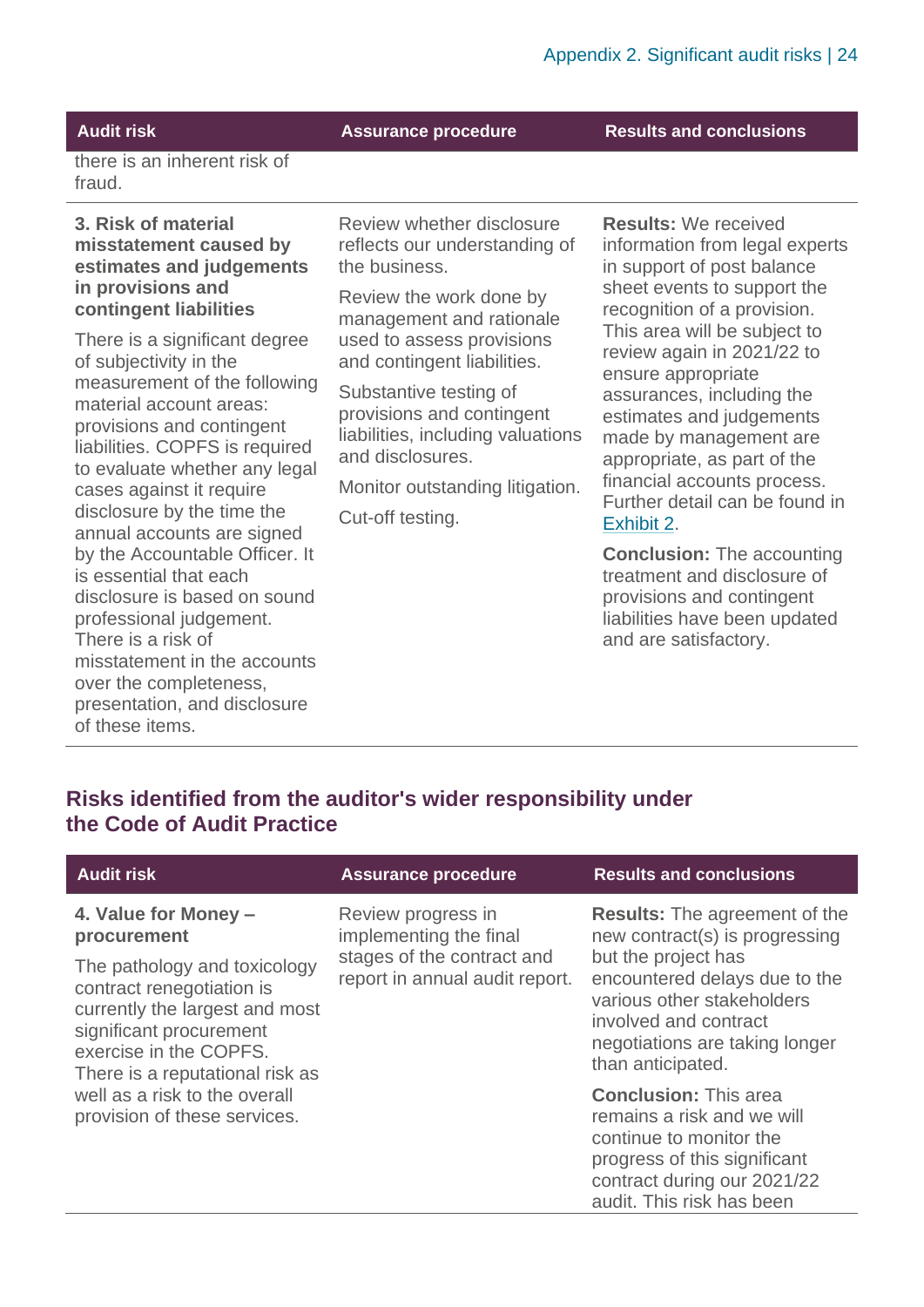| Audit risk | Assurance procedure | Results and conclusions |
|---|---|---|
| there is an inherent risk of fraud. | | |
| **3. Risk of material misstatement caused by estimates and judgements in provisions and contingent liabilities**<br><br>There is a significant degree of subjectivity in the measurement of the following material account areas: provisions and contingent liabilities. COPFS is required to evaluate whether any legal cases against it require disclosure by the time the annual accounts are signed by the Accountable Officer. It is essential that each disclosure is based on sound professional judgement. There is a risk of misstatement in the accounts over the completeness, presentation, and disclosure of these items. | Review whether disclosure reflects our understanding of the business.<br><br>Review the work done by management and rationale used to assess provisions and contingent liabilities.<br><br>Substantive testing of provisions and contingent liabilities, including valuations and disclosures.<br><br>Monitor outstanding litigation.<br><br>Cut-off testing. | **Results:** We received information from legal experts in support of post balance sheet events to support the recognition of a provision. This area will be subject to review again in 2021/22 to ensure appropriate assurances, including the estimates and judgements made by management are appropriate, as part of the financial accounts process. Further detail can be found in Exhibit 2.<br><br>**Conclusion:** The accounting treatment and disclosure of provisions and contingent liabilities have been updated and are satisfactory. |

## Risks identified from the auditor's wider responsibility under the Code of Audit Practice

| Audit risk | Assurance procedure | Results and conclusions |
|---|---|---|
| **4. Value for Money – procurement**<br><br>The pathology and toxicology contract renegotiation is currently the largest and most significant procurement exercise in the COPFS. There is a reputational risk as well as a risk to the overall provision of these services. | Review progress in implementing the final stages of the contract and report in annual audit report. | **Results:** The agreement of the new contract(s) is progressing but the project has encountered delays due to the various other stakeholders involved and contract negotiations are taking longer than anticipated.<br><br>**Conclusion:** This area remains a risk and we will continue to monitor the progress of this significant contract during our 2021/22 audit. This risk has been |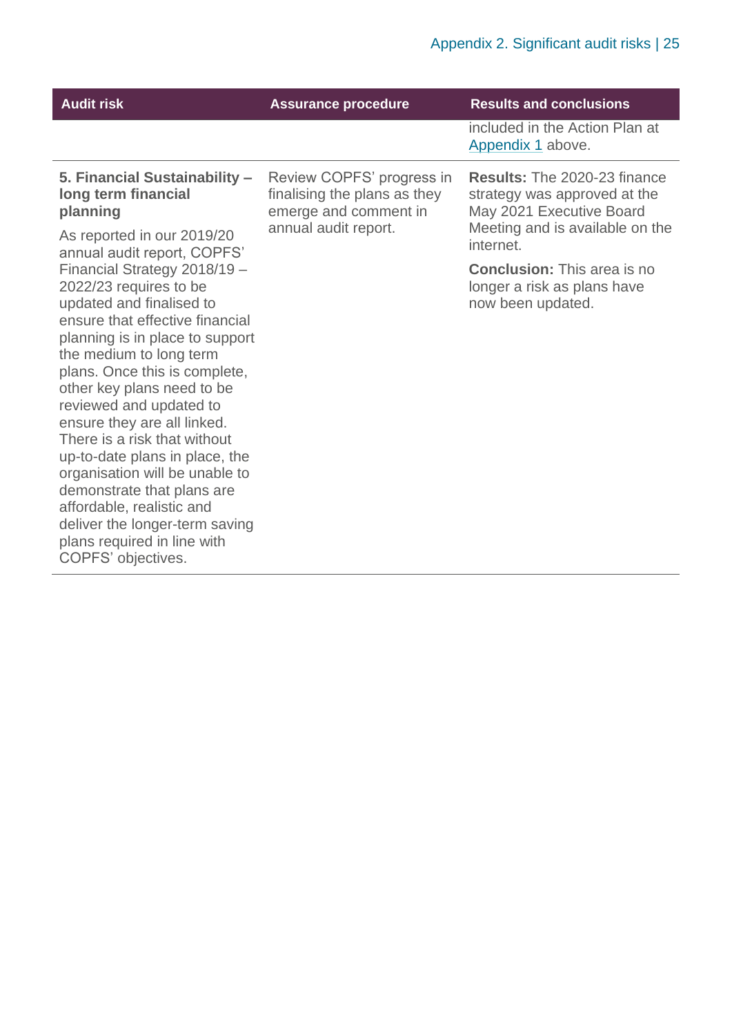| Audit risk | Assurance procedure | Results and conclusions |
|---|---|---|
| | | included in the Action Plan at Appendix 1 above. |
| **5. Financial Sustainability – long term financial planning**<br><br>As reported in our 2019/20 annual audit report, COPFS' Financial Strategy 2018/19 – 2022/23 requires to be updated and finalised to ensure that effective financial planning is in place to support the medium to long term plans. Once this is complete, other key plans need to be reviewed and updated to ensure they are all linked. There is a risk that without up-to-date plans in place, the organisation will be unable to demonstrate that plans are affordable, realistic and deliver the longer-term saving plans required in line with COPFS' objectives. | Review COPFS' progress in finalising the plans as they emerge and comment in annual audit report. | **Results:** The 2020-23 finance strategy was approved at the May 2021 Executive Board Meeting and is available on the internet.<br><br>**Conclusion:** This area is no longer a risk as plans have now been updated. |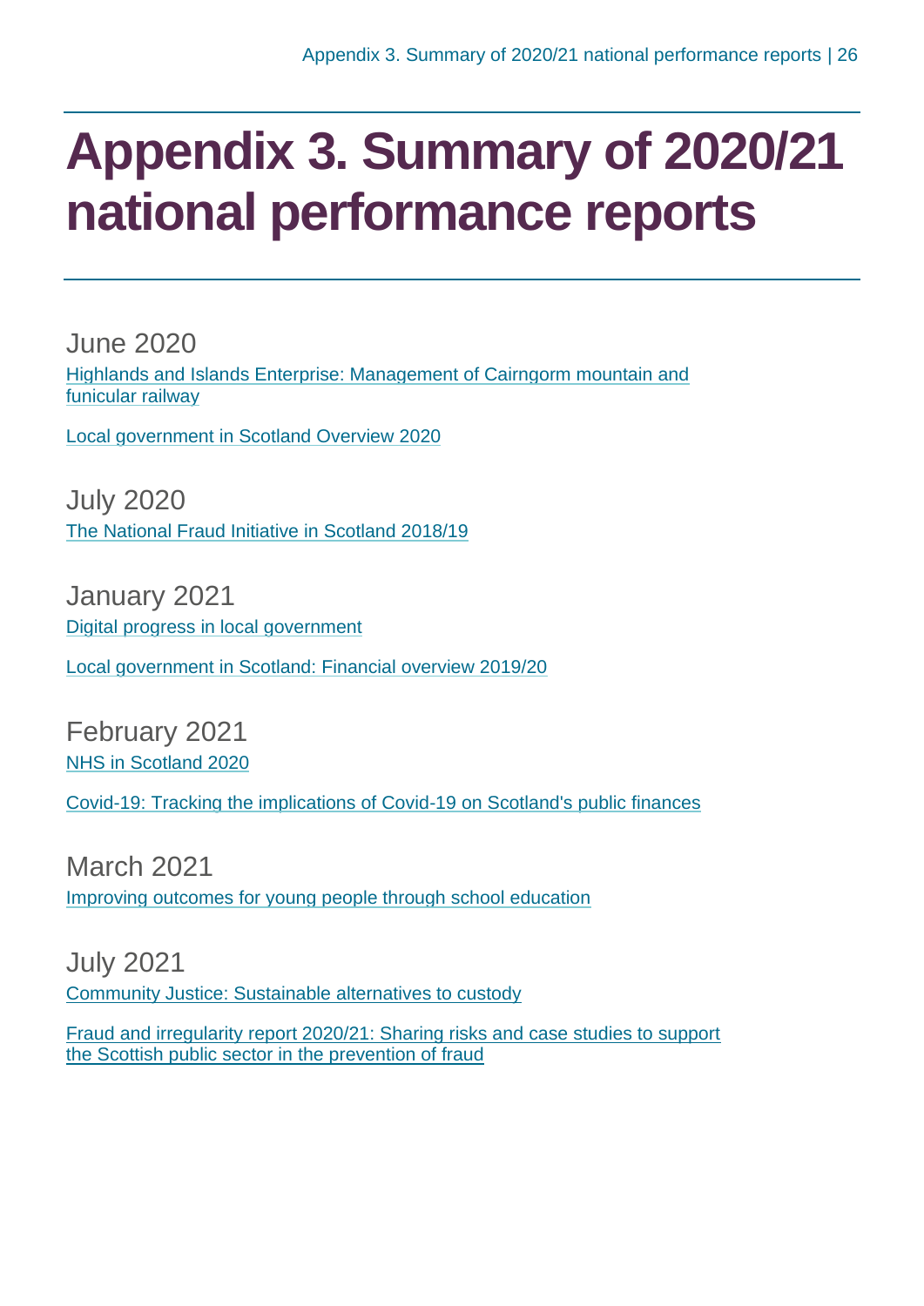# Appendix 3. Summary of 2020/21 national performance reports

## June 2020

Highlands and Islands Enterprise: Management of Cairngorm mountain and funicular railway

Local government in Scotland Overview 2020

## July 2020

The National Fraud Initiative in Scotland 2018/19

## January 2021

Digital progress in local government

Local government in Scotland: Financial overview 2019/20

## February 2021

NHS in Scotland 2020

Covid-19: Tracking the implications of Covid-19 on Scotland's public finances

## March 2021

Improving outcomes for young people through school education

## July 2021

Community Justice: Sustainable alternatives to custody

Fraud and irregularity report 2020/21: Sharing risks and case studies to support the Scottish public sector in the prevention of fraud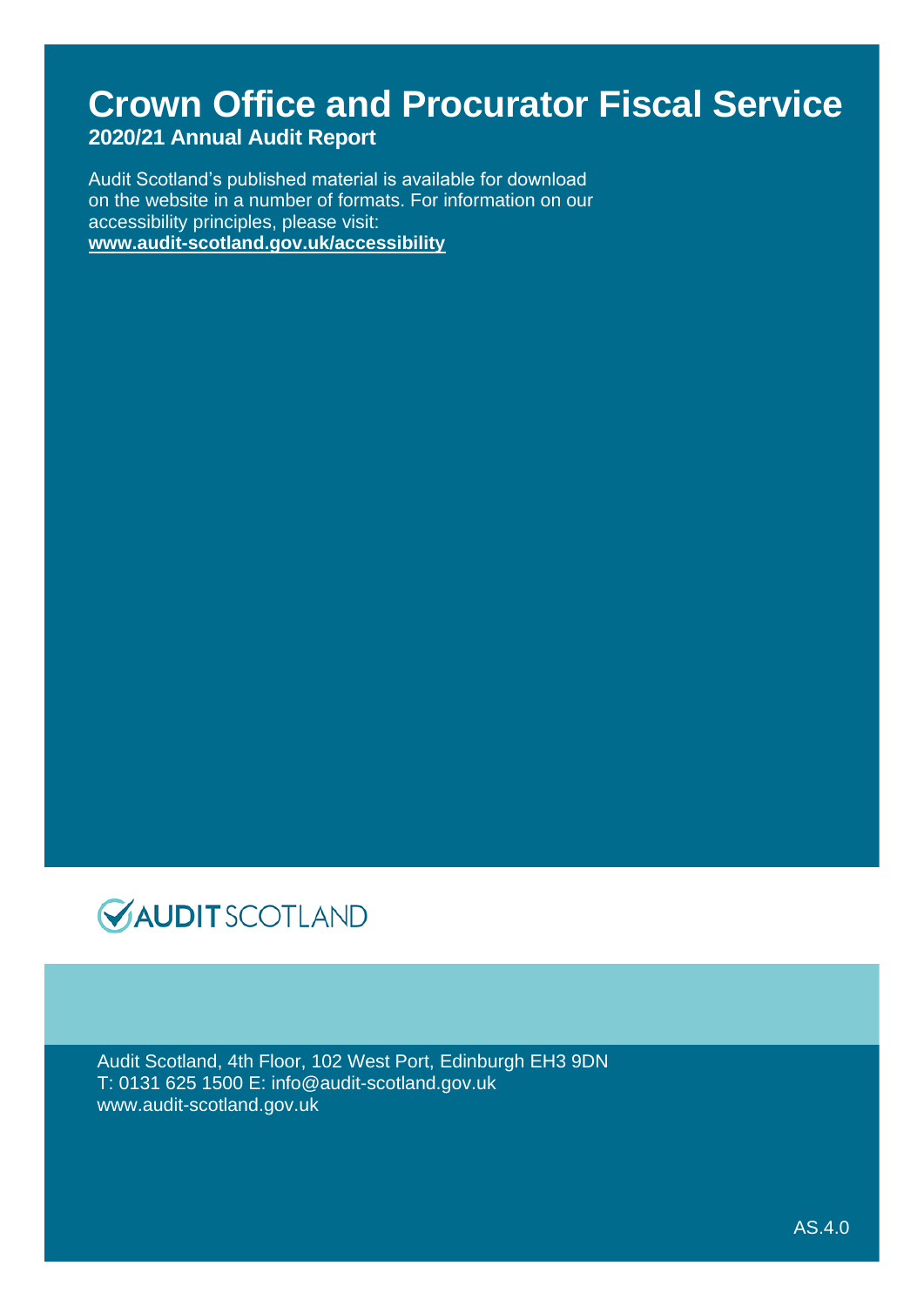# Crown Office and Procurator Fiscal Service

## 2020/21 Annual Audit Report

Audit Scotland's published material is available for download on the website in a number of formats. For information on our accessibility principles, please visit:
**www.audit-scotland.gov.uk/accessibility**

AUDIT SCOTLAND

Audit Scotland, 4th Floor, 102 West Port, Edinburgh EH3 9DN
T: 0131 625 1500 E: info@audit-scotland.gov.uk
www.audit-scotland.gov.uk

AS.4.0